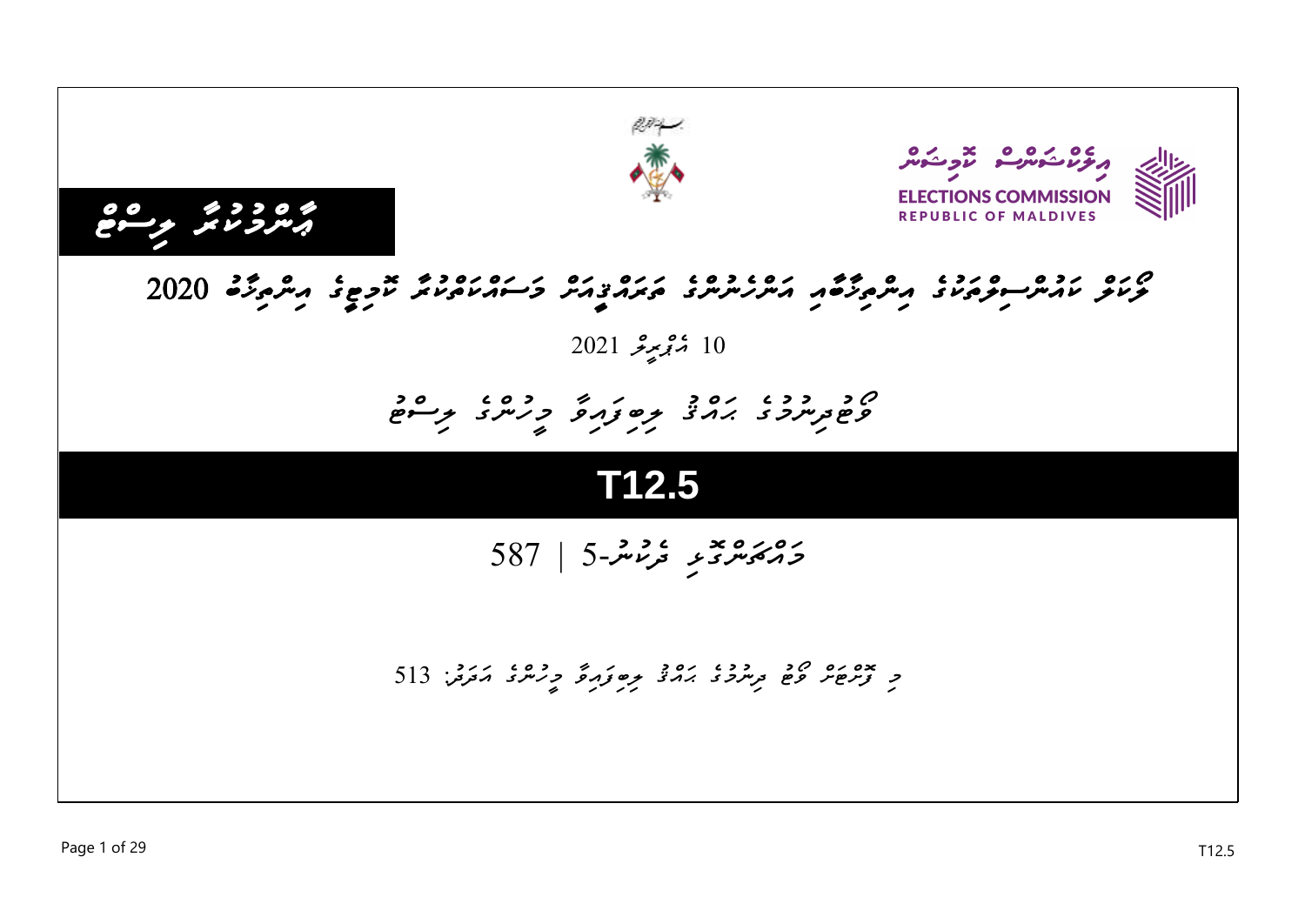އިލެކްޝަންސް ކޮމިޝަން

ELECTIONS COMMISSION
REPUBLIC OF MALDIVES

# އާންމުކުރާ ލިސްޓު

## ލޯކަލް ކައުންސިލްތަކުގެ އިންތިޚާބާއި އަންހެނުންގެ ތަރައްޤީއަށް މަސައްކަތްކުރާ ކޮމިޓީގެ އިންތިޚާބު 2020

10 އޭޕްރީލް 2021

## ވޯޓުދިނުމުގެ ހައްޤު ލިބިފައިވާ މީހުންގެ ލިސްޓު

# T12.5

## މައްޗަންގޮޅި ދެކުނު-5 | 587

މި ފޮށިން ވޯޓު ދިނުމުގެ ހައްޤު ލިބިފައިވާ މީހުންގެ އަދަދު: 513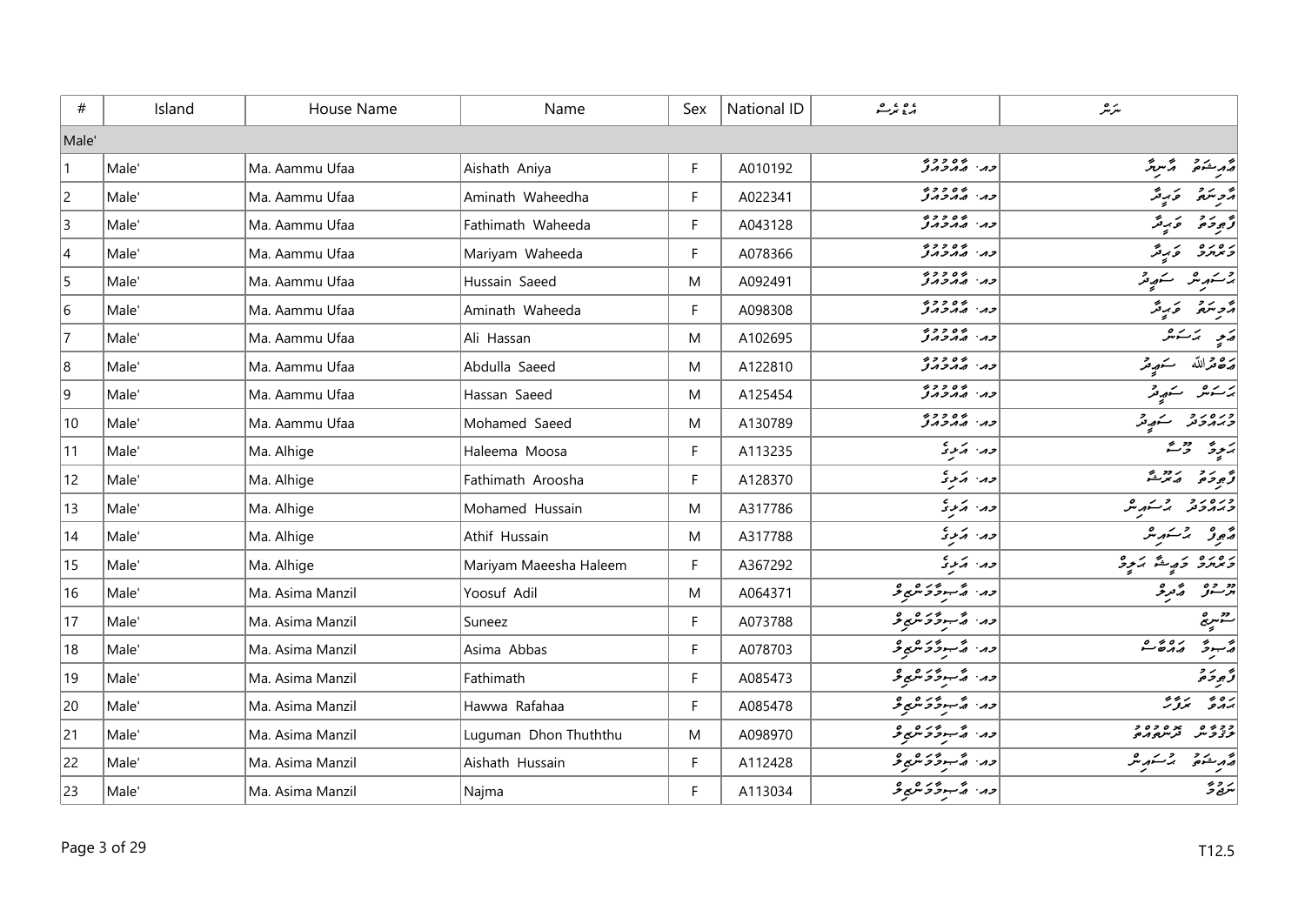| # | Island | House Name | Name | Sex | National ID | ރެޖެސްޓްރީ | ނަން |
|---|---|---|---|---|---|---|---|
| Male' | | | | | | | |
| 1 | Male' | Ma. Aammu Ufaa | Aishath Aniya | F | A010192 | މއ. އާއްމުއުފާ | އައިޝަތު އާނިޔާ |
| 2 | Male' | Ma. Aammu Ufaa | Aminath Waheedha | F | A022341 | މއ. އާއްމުއުފާ | އާމިނަތު ވަޙީދާ |
| 3 | Male' | Ma. Aammu Ufaa | Fathimath Waheeda | F | A043128 | މއ. އާއްމުއުފާ | ފާތިމަތު ވަޙީދާ |
| 4 | Male' | Ma. Aammu Ufaa | Mariyam Waheeda | F | A078366 | މއ. އާއްމުއުފާ | މަރިޔަމް ވަޙީދާ |
| 5 | Male' | Ma. Aammu Ufaa | Hussain Saeed | M | A092491 | މއ. އާއްމުއުފާ | ޙުސައިން ސަޢީދު |
| 6 | Male' | Ma. Aammu Ufaa | Aminath Waheeda | F | A098308 | މއ. އާއްމުއުފާ | އާމިނަތު ވަޙީދާ |
| 7 | Male' | Ma. Aammu Ufaa | Ali Hassan | M | A102695 | މއ. އާއްމުއުފާ | އަލި ޙަސަން |
| 8 | Male' | Ma. Aammu Ufaa | Abdulla Saeed | M | A122810 | މއ. އާއްމުއުފާ | އަބްދުﷲ ސަޢީދު |
| 9 | Male' | Ma. Aammu Ufaa | Hassan Saeed | M | A125454 | މއ. އާއްމުއުފާ | ޙަސަން ސަޢީދު |
| 10 | Male' | Ma. Aammu Ufaa | Mohamed Saeed | M | A130789 | މއ. އާއްމުއުފާ | މުޙައްމަދު ސަޢީދު |
| 11 | Male' | Ma. Alhige | Haleema Moosa | F | A113235 | މއ. އަލިގެ | ޙަލީމާ މޫސާ |
| 12 | Male' | Ma. Alhige | Fathimath Aroosha | F | A128370 | މއ. އަލިގެ | ފާތިމަތު އަރޫޝާ |
| 13 | Male' | Ma. Alhige | Mohamed Hussain | M | A317786 | މއ. އަލިގެ | މުޙައްމަދު ޙުސައިން |
| 14 | Male' | Ma. Alhige | Athif Hussain | M | A317788 | މއ. އަލިގެ | އާތިފު ޙުސައިން |
| 15 | Male' | Ma. Alhige | Mariyam Maeesha Haleem | F | A367292 | މއ. އަލިގެ | މަރިޔަމް މައީޝާ ޙަލީމް |
| 16 | Male' | Ma. Asima Manzil | Yoosuf Adil | M | A064371 | މއ. އާސިމާމަންޒިލް | ޔޫސުފް އާދިލް |
| 17 | Male' | Ma. Asima Manzil | Suneez | F | A073788 | މއ. އާސިމާމަންޒިލް | ސުނީޒް |
| 18 | Male' | Ma. Asima Manzil | Asima Abbas | F | A078703 | މއ. އާސިމާމަންޒިލް | އާސިމާ އައްބާސް |
| 19 | Male' | Ma. Asima Manzil | Fathimath | F | A085473 | މއ. އާސިމާމަންޒިލް | ފާތިމަތު |
| 20 | Male' | Ma. Asima Manzil | Hawwa Rafahaa | F | A085478 | މއ. އާސިމާމަންޒިލް | ޙައްވާ ރަފަހާ |
| 21 | Male' | Ma. Asima Manzil | Luguman Dhon Thuththu | M | A098970 | މއ. އާސިމާމަންޒިލް | ލުގުމާން ދޮންތުއްތު |
| 22 | Male' | Ma. Asima Manzil | Aishath Hussain | F | A112428 | މއ. އާސިމާމަންޒިލް | އައިޝަތު ޙުސައިން |
| 23 | Male' | Ma. Asima Manzil | Najma | F | A113034 | މއ. އާސިމާމަންޒިލް | ނަޖްމާ |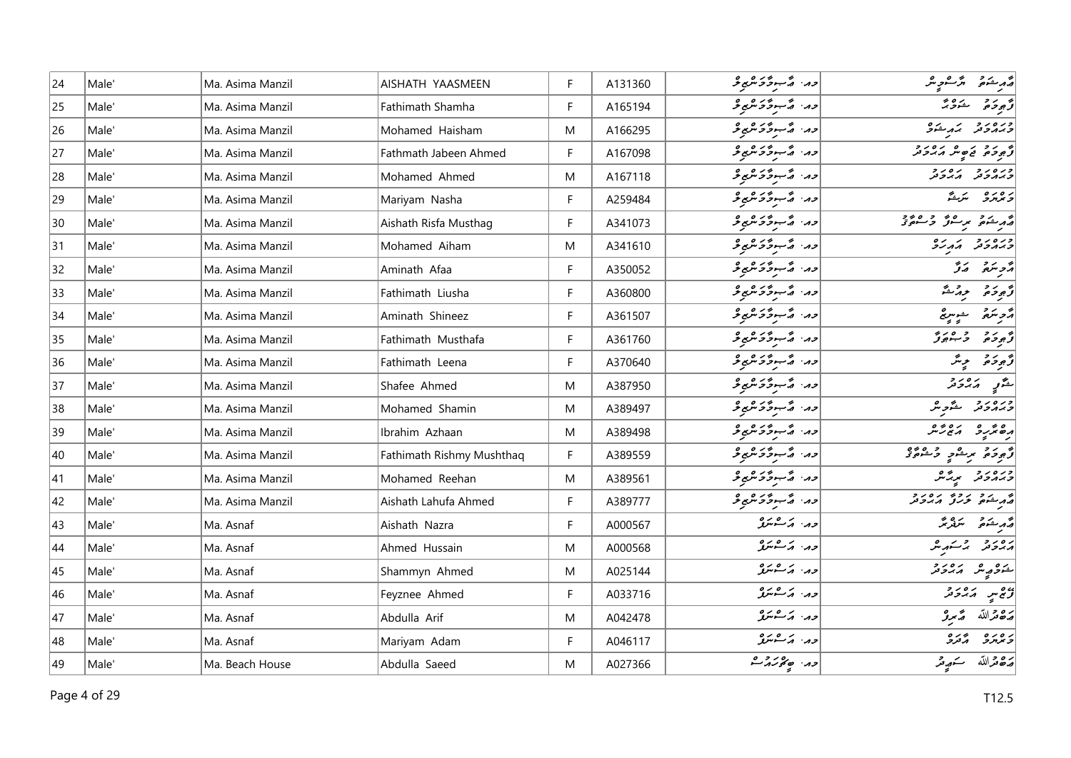| 24 | Male' | Ma. Asima Manzil | AISHATH YAASMEEN | F | A131360 | މއ. އާސިމާމަންޒިލް | އައިޝަތު ޔާސްމީން |
|---|---|---|---|---|---|---|---|
| 25 | Male' | Ma. Asima Manzil | Fathimath Shamha | F | A165194 | މއ. އާސިމާމަންޒިލް | ފާތިމަތު ޝަމްހާ |
| 26 | Male' | Ma. Asima Manzil | Mohamed Haisham | M | A166295 | މއ. އާސިމާމަންޒިލް | މުހައްމަދު ހައިޝަމް |
| 27 | Male' | Ma. Asima Manzil | Fathmath Jabeen Ahmed | F | A167098 | މއ. އާސިމާމަންޒިލް | ފާތިމަތު ޖަބީން އަހްމަދު |
| 28 | Male' | Ma. Asima Manzil | Mohamed Ahmed | M | A167118 | މއ. އާސިމާމަންޒިލް | މުހައްމަދު އަހްމަދު |
| 29 | Male' | Ma. Asima Manzil | Mariyam Nasha | F | A259484 | މއ. އާސިމާމަންޒިލް | މަރިޔަމް ނަޝާ |
| 30 | Male' | Ma. Asima Manzil | Aishath Risfa Musthag | F | A341073 | މއ. އާސިމާމަންޒިލް | އައިޝަތު ރިސްފާ މުސްތާގު |
| 31 | Male' | Ma. Asima Manzil | Mohamed Aiham | M | A341610 | މއ. އާސިމާމަންޒިލް | މުހައްމަދު އައިހަމް |
| 32 | Male' | Ma. Asima Manzil | Aminath Afaa | F | A350052 | މއ. އާސިމާމަންޒިލް | އާމިނަތު އަފާ |
| 33 | Male' | Ma. Asima Manzil | Fathimath Liusha | F | A360800 | މއ. އާސިމާމަންޒިލް | ފާތިމަތު ލިއުޝާ |
| 34 | Male' | Ma. Asima Manzil | Aminath Shineez | F | A361507 | މއ. އާސިމާމަންޒިލް | އާމިނަތު ޝިނީޒް |
| 35 | Male' | Ma. Asima Manzil | Fathimath Musthafa | F | A361760 | މއ. އާސިމާމަންޒިލް | ފާތިމަތު މުސްތަފާ |
| 36 | Male' | Ma. Asima Manzil | Fathimath Leena | F | A370640 | މއ. އާސިމާމަންޒިލް | ފާތިމަތު ލީނާ |
| 37 | Male' | Ma. Asima Manzil | Shafee Ahmed | M | A387950 | މއ. އާސިމާމަންޒިލް | ޝާފީ އަހްމަދު |
| 38 | Male' | Ma. Asima Manzil | Mohamed Shamin | M | A389497 | މއ. އާސިމާމަންޒިލް | މުހައްމަދު ޝާމިން |
| 39 | Male' | Ma. Asima Manzil | Ibrahim Azhaan | M | A389498 | މއ. އާސިމާމަންޒިލް | އިބްރާހިމް އަޒްހާން |
| 40 | Male' | Ma. Asima Manzil | Fathimath Rishmy Mushthaq | F | A389559 | މއ. އާސިމާމަންޒިލް | ފާތިމަތު ރިޝްމީ މުޝްތާޤު |
| 41 | Male' | Ma. Asima Manzil | Mohamed Reehan | M | A389561 | މއ. އާސިމާމަންޒިލް | މުހައްމަދު ރީހާން |
| 42 | Male' | Ma. Asima Manzil | Aishath Lahufa Ahmed | F | A389777 | މއ. އާސިމާމަންޒިލް | އައިޝަތު ލަހުފާ އަހްމަދު |
| 43 | Male' | Ma. Asnaf | Aishath Nazra | F | A000567 | މއ. އަސްނަފް | އައިޝަތު ނަޒްރާ |
| 44 | Male' | Ma. Asnaf | Ahmed Hussain | M | A000568 | މއ. އަސްނަފް | އަހްމަދު ހުސައިން |
| 45 | Male' | Ma. Asnaf | Shammyn Ahmed | M | A025144 | މއ. އަސްނަފް | ޝައްމީން އަހްމަދު |
| 46 | Male' | Ma. Asnaf | Feyznee Ahmed | F | A033716 | މއ. އަސްނަފް | ފޭޒްނީ އަހްމަދު |
| 47 | Male' | Ma. Asnaf | Abdulla Arif | M | A042478 | މއ. އަސްނަފް | އަބްދުﷲ އާރިފު |
| 48 | Male' | Ma. Asnaf | Mariyam Adam | F | A046117 | މއ. އަސްނަފް | މަރިޔަމް އާދަމް |
| 49 | Male' | Ma. Beach House | Abdulla Saeed | M | A027366 | މއ. ބީޗްހައުސް | އަބްދުﷲ ސަޢީދު |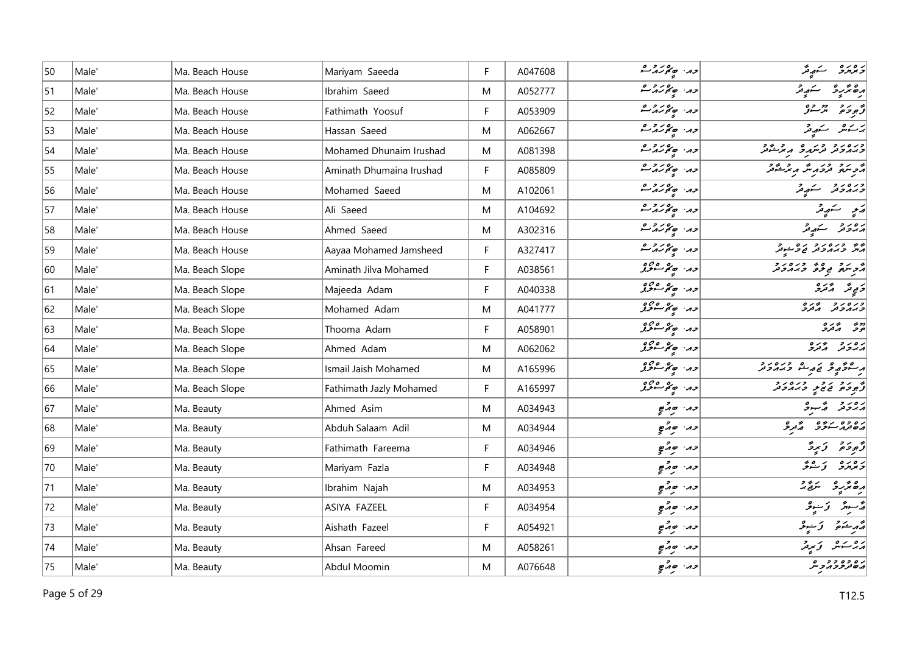| 50 | Male' | Ma. Beach House | Mariyam Saeeda | F | A047608 | މަ. ބީޗްހައުސް | މަރިޔަމް ސަޢީދާ |
|---|---|---|---|---|---|---|---|
| 51 | Male' | Ma. Beach House | Ibrahim Saeed | M | A052777 | މަ. ބީޗްހައުސް | އިބްރާހީމް ސަޢީދު |
| 52 | Male' | Ma. Beach House | Fathimath Yoosuf | F | A053909 | މަ. ބީޗްހައުސް | ފާތިމަތު ޔޫސުފު |
| 53 | Male' | Ma. Beach House | Hassan Saeed | M | A062667 | މަ. ބީޗްހައުސް | ހަސަން ސަޢީދު |
| 54 | Male' | Ma. Beach House | Mohamed Dhunaim Irushad | M | A081398 | މަ. ބީޗްހައުސް | މުޙައްމަދު ދުނައިމް އިރުޝާދު |
| 55 | Male' | Ma. Beach House | Aminath Dhumaina Irushad | F | A085809 | މަ. ބީޗްހައުސް | އާމިނަތު ދުމައިނާ އިރުޝާދު |
| 56 | Male' | Ma. Beach House | Mohamed Saeed | M | A102061 | މަ. ބީޗްހައުސް | މުޙައްމަދު ސަޢީދު |
| 57 | Male' | Ma. Beach House | Ali Saeed | M | A104692 | މަ. ބީޗްހައުސް | އަލި ސަޢީދު |
| 58 | Male' | Ma. Beach House | Ahmed Saeed | M | A302316 | މަ. ބީޗްހައުސް | އަޙްމަދު ސަޢީދު |
| 59 | Male' | Ma. Beach House | Aayaa Mohamed Jamsheed | F | A327417 | މަ. ބީޗްހައުސް | އާޔާ މުޙައްމަދު ޖަމްޝީދު |
| 60 | Male' | Ma. Beach Slope | Aminath Jilva Mohamed | F | A038561 | މަ. ބީޗްސްލޯޕް | އާމިނަތު ޖިލްވާ މުޙައްމަދު |
| 61 | Male' | Ma. Beach Slope | Majeeda Adam | F | A040338 | މަ. ބީޗްސްލޯޕް | މަޖީދާ އާދަމް |
| 62 | Male' | Ma. Beach Slope | Mohamed Adam | M | A041777 | މަ. ބީޗްސްލޯޕް | މުޙައްމަދު އާދަމް |
| 63 | Male' | Ma. Beach Slope | Thooma Adam | F | A058901 | މަ. ބީޗްސްލޯޕް | ތޫމާ އާދަމް |
| 64 | Male' | Ma. Beach Slope | Ahmed Adam | M | A062062 | މަ. ބީޗްސްލޯޕް | އަޙްމަދު އާދަމް |
| 65 | Male' | Ma. Beach Slope | Ismail Jaish Mohamed | M | A165996 | މަ. ބީޗްސްލޯޕް | އިސްމާޢީލް ޖައިޝް މުޙައްމަދު |
| 66 | Male' | Ma. Beach Slope | Fathimath Jazly Mohamed | F | A165997 | މަ. ބީޗްސްލޯޕް | ފާތިމަތު ޖަޒްލީ މުޙައްމަދު |
| 67 | Male' | Ma. Beauty | Ahmed Asim | M | A034943 | މަ. ބިއުޓީ | އަޙްމަދު އާޞިމް |
| 68 | Male' | Ma. Beauty | Abduh Salaam Adil | M | A034944 | މަ. ބިއުޓީ | ޢަބްދުއް ސަލާމް އާދިލް |
| 69 | Male' | Ma. Beauty | Fathimath Fareema | F | A034946 | މަ. ބިއުޓީ | ފާތިމަތު ފަރީމާ |
| 70 | Male' | Ma. Beauty | Mariyam Fazla | F | A034948 | މަ. ބިއުޓީ | މަރިޔަމް ފަޟްލާ |
| 71 | Male' | Ma. Beauty | Ibrahim Najah | M | A034953 | މަ. ބިއުޓީ | އިބްރާހީމް ނަޖާހް |
| 72 | Male' | Ma. Beauty | ASIYA FAZEEL | F | A034954 | މަ. ބިއުޓީ | އާސިޔާ ފަޟީލް |
| 73 | Male' | Ma. Beauty | Aishath Fazeel | F | A054921 | މަ. ބިއުޓީ | އާއިޝަތު ފަޟީލް |
| 74 | Male' | Ma. Beauty | Ahsan Fareed | M | A058261 | މަ. ބިއުޓީ | އަޙްސަން ފަރީދު |
| 75 | Male' | Ma. Beauty | Abdul Moomin | M | A076648 | މަ. ބިއުޓީ | ޢަބްދުލްމޫމިން |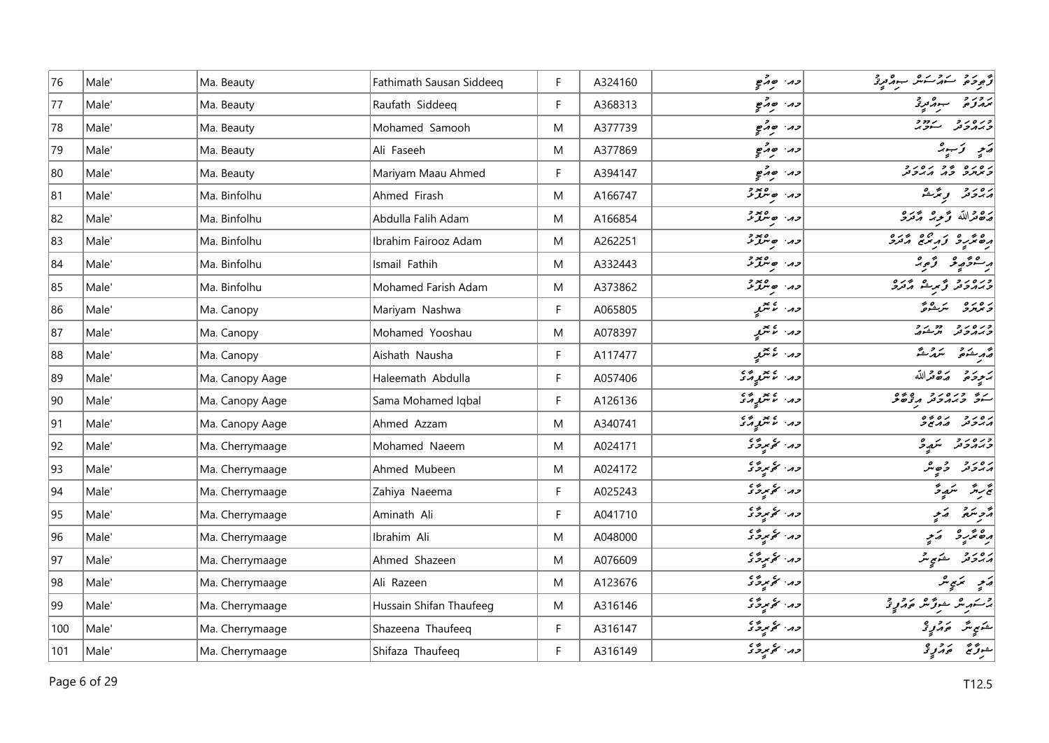| 76 | Male' | Ma. Beauty | Fathimath Sausan Siddeeq | F | A324160 | މއ. ބިއުޓީ | ފާތިމަތު ސައުސަން ސިއްދީޤު |
|---|---|---|---|---|---|---|---|
| 77 | Male' | Ma. Beauty | Raufath Siddeeq | F | A368313 | މއ. ބިއުޓީ | ރައުފަތު ސިއްދީޤު |
| 78 | Male' | Ma. Beauty | Mohamed Samooh | M | A377739 | މއ. ބިއުޓީ | މުހައްމަދު ސަމޫހު |
| 79 | Male' | Ma. Beauty | Ali Faseeh | M | A377869 | މއ. ބިއުޓީ | އަލި ފަސީހު |
| 80 | Male' | Ma. Beauty | Mariyam Maau Ahmed | F | A394147 | މއ. ބިއުޓީ | މަރިޔަމް މާއު އަހުމަދު |
| 81 | Male' | Ma. Binfolhu | Ahmed Firash | M | A166747 | މއ. ބިންފޮޅު | އަހުމަދު ފިރާޝް |
| 82 | Male' | Ma. Binfolhu | Abdulla Falih Adam | M | A166854 | މއ. ބިންފޮޅު | އަބްދުﷲ ފާލިހް އާދަމް |
| 83 | Male' | Ma. Binfolhu | Ibrahim Fairooz Adam | M | A262251 | މއ. ބިންފޮޅު | އިބްރާހީމް ފައިރޫޒް އާދަމް |
| 84 | Male' | Ma. Binfolhu | Ismail Fathih | M | A332443 | މއ. ބިންފޮޅު | އިސްމާއީލް ފާތިހް |
| 85 | Male' | Ma. Binfolhu | Mohamed Farish Adam | M | A373862 | މއ. ބިންފޮޅު | މުހައްމަދު ފާރިޝް އާދަމް |
| 86 | Male' | Ma. Canopy | Mariyam Nashwa | F | A065805 | މއ.ކެނަޕީ | މަރިޔަމް ނަޝްވާ |
| 87 | Male' | Ma. Canopy | Mohamed Yooshau | M | A078397 | މއ. ކެނަޕީ | މުހައްމަދު ޔޫޝައު |
| 88 | Male' | Ma. Canopy | Aishath Nausha | F | A117477 | މއ. ކެނަޕީ | އާއިޝަތު ނައުޝާ |
| 89 | Male' | Ma. Canopy Aage | Haleemath Abdulla | F | A057406 | މއ. ކެނަޕީއާގެ | ހަލީމަތު އަބްދުﷲ |
| 90 | Male' | Ma. Canopy Aage | Sama Mohamed Iqbal | F | A126136 | މއ. ކެނަޕީއާގެ | ސަމާ މުހައްމަދު އިޤްބާލް |
| 91 | Male' | Ma. Canopy Aage | Ahmed Azzam | M | A340741 | މއ. ކެނަޕީއާގެ | އަހުމަދު އައްޒާމް |
| 92 | Male' | Ma. Cherrymaage | Mohamed Naeem | M | A024171 | މއ. ޗެރީމާގެ | މުހައްމަދު ނަޢީމް |
| 93 | Male' | Ma. Cherrymaage | Ahmed Mubeen | M | A024172 | މއ. ޗެރީމާގެ | އަހުމަދު މުބީން |
| 94 | Male' | Ma. Cherrymaage | Zahiya Naeema | F | A025243 | މއ. ޗެރީމާގެ | ޒާހިޔާ ނަޢީމާ |
| 95 | Male' | Ma. Cherrymaage | Aminath Ali | F | A041710 | މއ. ޗެރީމާގެ | އާމިނަތު އަލި |
| 96 | Male' | Ma. Cherrymaage | Ibrahim Ali | M | A048000 | މއ. ޗެރީމާގެ | އިބްރާހީމް އަލި |
| 97 | Male' | Ma. Cherrymaage | Ahmed Shazeen | M | A076609 | މއ. ޗެރީމާގެ | އަހުމަދު ޝަޒީން |
| 98 | Male' | Ma. Cherrymaage | Ali Razeen | M | A123676 | މއ. ޗެރީމާގެ | އަލި ރަޒީން |
| 99 | Male' | Ma. Cherrymaage | Hussain Shifan Thaufeeg | M | A316146 | މއ. ޗެރީމާގެ | ހުސައިން ޝިފާން ތައުފީގު |
| 100 | Male' | Ma. Cherrymaage | Shazeena Thaufeeq | F | A316147 | މއ. ޗެރީމާގެ | ޝަޒީނާ ތައުފީޤު |
| 101 | Male' | Ma. Cherrymaage | Shifaza Thaufeeq | F | A316149 | މއ. ޗެރީމާގެ | ޝިފާޒާ ތައުފީޤު |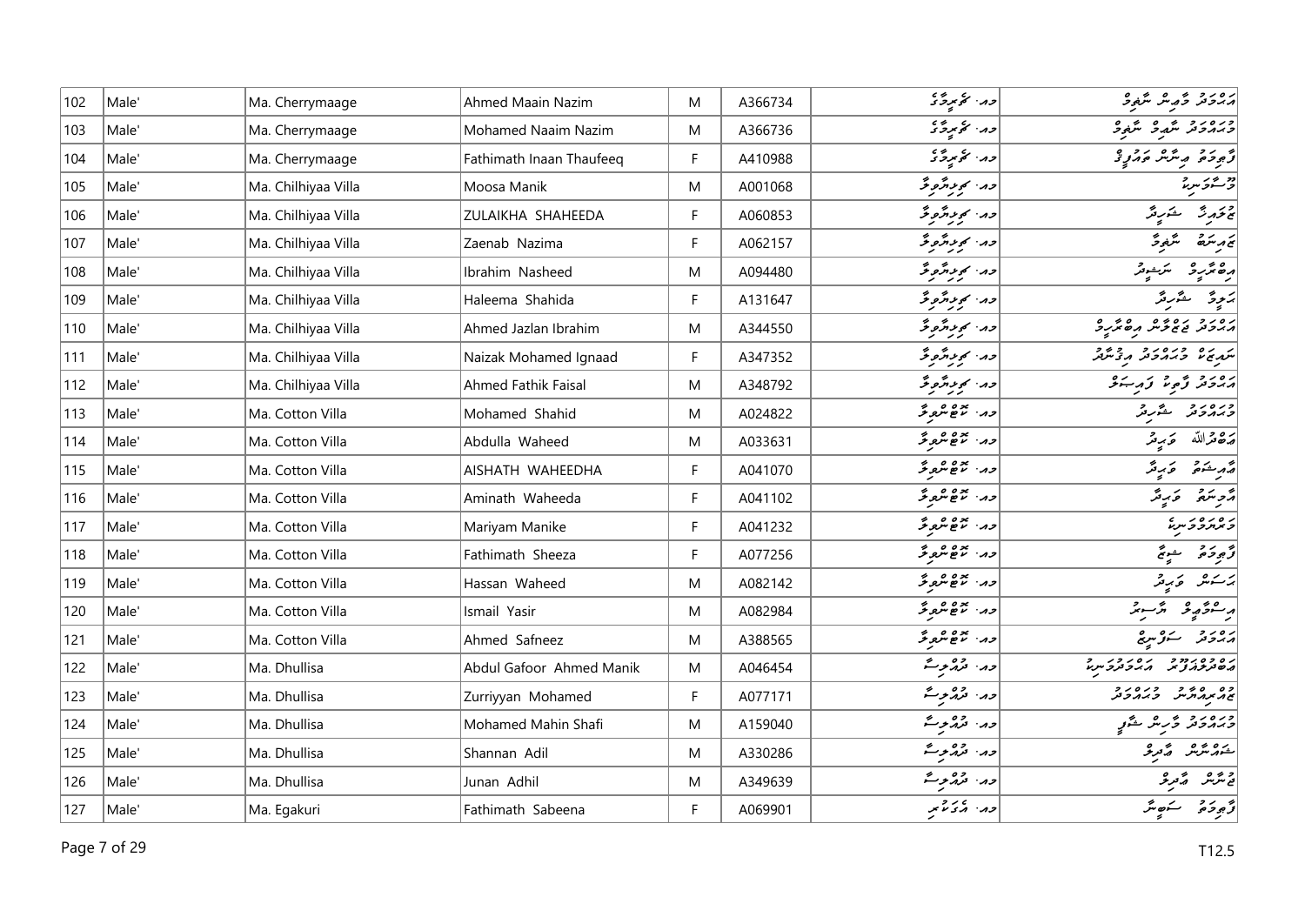| 102 | Male' | Ma. Cherrymaage | Ahmed Maain Nazim | M | A366734 | މަ. ޗެރީމާގެ | އަހުމަދު މާއިން ނާޒިމް |
|---|---|---|---|---|---|---|---|
| 103 | Male' | Ma. Cherrymaage | Mohamed Naaim Nazim | M | A366736 | މަ. ޗެރީމާގެ | މުޙައްމަދު ނާއިމް ނާޒިމް |
| 104 | Male' | Ma. Cherrymaage | Fathimath Inaan Thaufeeq | F | A410988 | މަ. ޗެރީމާގެ | ފާތިމަތު އިނާން ތައުފީޤު |
| 105 | Male' | Ma. Chilhiyaa Villa | Moosa Manik | M | A001068 | މަ. ޗިޅިޔާވިލާ | މޫސާމަނިކު |
| 106 | Male' | Ma. Chilhiyaa Villa | ZULAIKHA SHAHEEDA | F | A060853 | މަ. ޗިޅިޔާވިލާ | ޒުލައިޚާ ޝަހީދާ |
| 107 | Male' | Ma. Chilhiyaa Villa | Zaenab Nazima | F | A062157 | މަ. ޗިޅިޔާވިލާ | ޒައިނަބު ނާޒިމާ |
| 108 | Male' | Ma. Chilhiyaa Villa | Ibrahim Nasheed | M | A094480 | މަ. ޗިޅިޔާވިލާ | އިބްރާހީމް ނަޝީދު |
| 109 | Male' | Ma. Chilhiyaa Villa | Haleema Shahida | F | A131647 | މަ. ޗިޅިޔާވިލާ | ހަލީމާ ޝާހިދާ |
| 110 | Male' | Ma. Chilhiyaa Villa | Ahmed Jazlan Ibrahim | M | A344550 | މަ. ޗިޅިޔާވިލާ | އަހުމަދު ޖަޒްލާން އިބްރާހީމް |
| 111 | Male' | Ma. Chilhiyaa Villa | Naizak Mohamed Ignaad | F | A347352 | މަ. ޗިޅިޔާވިލާ | ނައިޒަކް މުޙައްމަދު އިގްނާދު |
| 112 | Male' | Ma. Chilhiyaa Villa | Ahmed Fathik Faisal | M | A348792 | މަ. ޗިޅިޔާވިލާ | އަހުމަދު ފާތިކް ފައިސަލް |
| 113 | Male' | Ma. Cotton Villa | Mohamed Shahid | M | A024822 | މަ. ކޮޓަންވިލާ | މުޙައްމަދު ޝާހިދު |
| 114 | Male' | Ma. Cotton Villa | Abdulla Waheed | M | A033631 | މަ. ކޮޓަންވިލާ | އަބްދުﷲ ވަހީދު |
| 115 | Male' | Ma. Cotton Villa | AISHATH WAHEEDHA | F | A041070 | މަ. ކޮޓަންވިލާ | އާއިޝަތު ވަހީދާ |
| 116 | Male' | Ma. Cotton Villa | Aminath Waheeda | F | A041102 | މަ. ކޮޓަންވިލާ | އާމިނަތު ވަހީދާ |
| 117 | Male' | Ma. Cotton Villa | Mariyam Manike | F | A041232 | މަ. ކޮޓަންވިލާ | މަރިޔަމްމަނިކެ |
| 118 | Male' | Ma. Cotton Villa | Fathimath Sheeza | F | A077256 | މަ. ކޮޓަންވިލާ | ފާތިމަތު ޝީޒާ |
| 119 | Male' | Ma. Cotton Villa | Hassan Waheed | M | A082142 | މަ. ކޮޓަންވިލާ | ހަސަން ވަހީދު |
| 120 | Male' | Ma. Cotton Villa | Ismail Yasir | M | A082984 | މަ. ކޮޓަންވިލާ | އިސްމާއީލް ޔާސިރު |
| 121 | Male' | Ma. Cotton Villa | Ahmed Safneez | M | A388565 | މަ. ކޮޓަންވިލާ | އަހުމަދު ސަފްނީޒް |
| 122 | Male' | Ma. Dhullisa | Abdul Gafoor Ahmed Manik | M | A046454 | މަ. ދުއްލިސާ | އަބްދުލްޣަފޫރު އަހުމަދުމަނިކު |
| 123 | Male' | Ma. Dhullisa | Zurriyyan Mohamed | F | A077171 | މަ. ދުއްލިސާ | ޒުރްރިއްޔާން މުޙައްމަދު |
| 124 | Male' | Ma. Dhullisa | Mohamed Mahin Shafi | M | A159040 | މަ. ދުއްލިސާ | މުޙައްމަދު މާހިން ޝާފީ |
| 125 | Male' | Ma. Dhullisa | Shannan Adil | M | A330286 | މަ. ދުއްލިސާ | ޝައްނާން އާދިލް |
| 126 | Male' | Ma. Dhullisa | Junan Adhil | M | A349639 | މަ. ދުއްލިސާ | ޖުނާން އާދިލް |
| 127 | Male' | Ma. Egakuri | Fathimath Sabeena | F | A069901 | މަ. އެގަކުރި | ފާތިމަތު ސަބީނާ |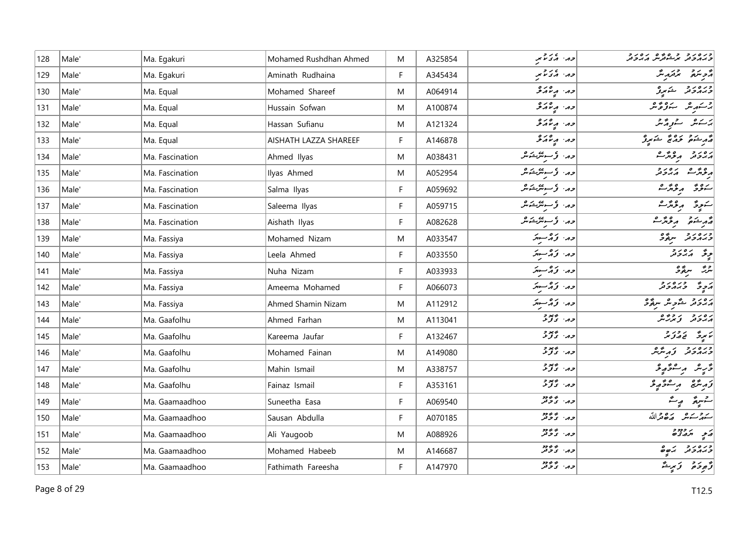| 128 | Male' | Ma. Egakuri | Mohamed Rushdhan Ahmed | M | A325854 | މއ. އެގަކުރި | މުހައްމަދު ރުޝްދާން އަހުމަދު |
|---|---|---|---|---|---|---|---|
| 129 | Male' | Ma. Egakuri | Aminath Rudhaina | F | A345434 | މއ. އެގަކުރި | އާމިނަތު ރުދައިނާ |
| 130 | Male' | Ma. Equal | Mohamed Shareef | M | A064914 | މއ. އިކުއަލް | މުހައްމަދު ޝަރީފު |
| 131 | Male' | Ma. Equal | Hussain Sofwan | M | A100874 | މއ. އިކުއަލް | ހުސައިން ސޯފްވާން |
| 132 | Male' | Ma. Equal | Hassan Sufianu | M | A121324 | މއ. އިކުއަލް | ހަސަން ސުފިޔާނު |
| 133 | Male' | Ma. Equal | AISHATH LAZZA SHAREEF | F | A146878 | މއ. އިކުއަލް | އާއިޝަތު ލައްޒާ ޝަރީފު |
| 134 | Male' | Ma. Fascination | Ahmed Ilyas | M | A038431 | މއ. ފެސިނޭޝަން | އަހުމަދު އިލްޔާސް |
| 135 | Male' | Ma. Fascination | Ilyas Ahmed | M | A052954 | މއ. ފެސިނޭޝަން | އިލްޔާސް އަހުމަދު |
| 136 | Male' | Ma. Fascination | Salma Ilyas | F | A059692 | މއ. ފެސިނޭޝަން | ސަލްމާ އިލްޔާސް |
| 137 | Male' | Ma. Fascination | Saleema Ilyas | F | A059715 | މއ. ފެސިނޭޝަން | ސަލީމާ އިލްޔާސް |
| 138 | Male' | Ma. Fascination | Aishath Ilyas | F | A082628 | މއ. ފެސިނޭޝަން | އާއިޝަތު އިލްޔާސް |
| 139 | Male' | Ma. Fassiya | Mohamed Nizam | M | A033547 | މއ. ފައްސިޔާ | މުހައްމަދު ނިޒާމް |
| 140 | Male' | Ma. Fassiya | Leela Ahmed | F | A033550 | މއ. ފައްސިޔާ | ލީލާ އަހުމަދު |
| 141 | Male' | Ma. Fassiya | Nuha Nizam | F | A033933 | މއ. ފައްސިޔާ | ނުހާ ނިޒާމް |
| 142 | Male' | Ma. Fassiya | Ameema Mohamed | F | A066073 | މއ. ފައްސިޔާ | އަމީމާ މުހައްމަދު |
| 143 | Male' | Ma. Fassiya | Ahmed Shamin Nizam | M | A112912 | މއ. ފައްސިޔާ | އަހުމަދު ޝާމިން ނިޒާމް |
| 144 | Male' | Ma. Gaafolhu | Ahmed Farhan | M | A113041 | މއ. ގާފޮޅު | އަހުމަދު ފަރުހާން |
| 145 | Male' | Ma. Gaafolhu | Kareema Jaufar | F | A132467 | މއ. ގާފޮޅު | ކަރީމާ ޖައުފަރު |
| 146 | Male' | Ma. Gaafolhu | Mohamed Fainan | M | A149080 | މއ. ގާފޮޅު | މުހައްމަދު ފައިނާން |
| 147 | Male' | Ma. Gaafolhu | Mahin Ismail | M | A338757 | މއ. ގާފޮޅު | މާހިން އިސްމާއީލް |
| 148 | Male' | Ma. Gaafolhu | Fainaz Ismail | F | A353161 | މއ. ގާފޮޅު | ފައިނާޒް އިސްމާއީލް |
| 149 | Male' | Ma. Gaamaadhoo | Suneetha Easa | F | A069540 | މއ. ގާމާދޫ | ސުނީތާ ޢީސާ |
| 150 | Male' | Ma. Gaamaadhoo | Sausan Abdulla | F | A070185 | މއ. ގާމާދޫ | ސައުސަން އަބްދުﷲ |
| 151 | Male' | Ma. Gaamaadhoo | Ali Yaugoob | M | A088926 | މއ. ގާމާދޫ | އަލި ޔައުގޫބު |
| 152 | Male' | Ma. Gaamaadhoo | Mohamed Habeeb | M | A146687 | މއ. ގާމާދޫ | މުހައްމަދު ހަބީބު |
| 153 | Male' | Ma. Gaamaadhoo | Fathimath Fareesha | F | A147970 | މއ. ގާމާދޫ | ފާތިމަތު ފަރީޝާ |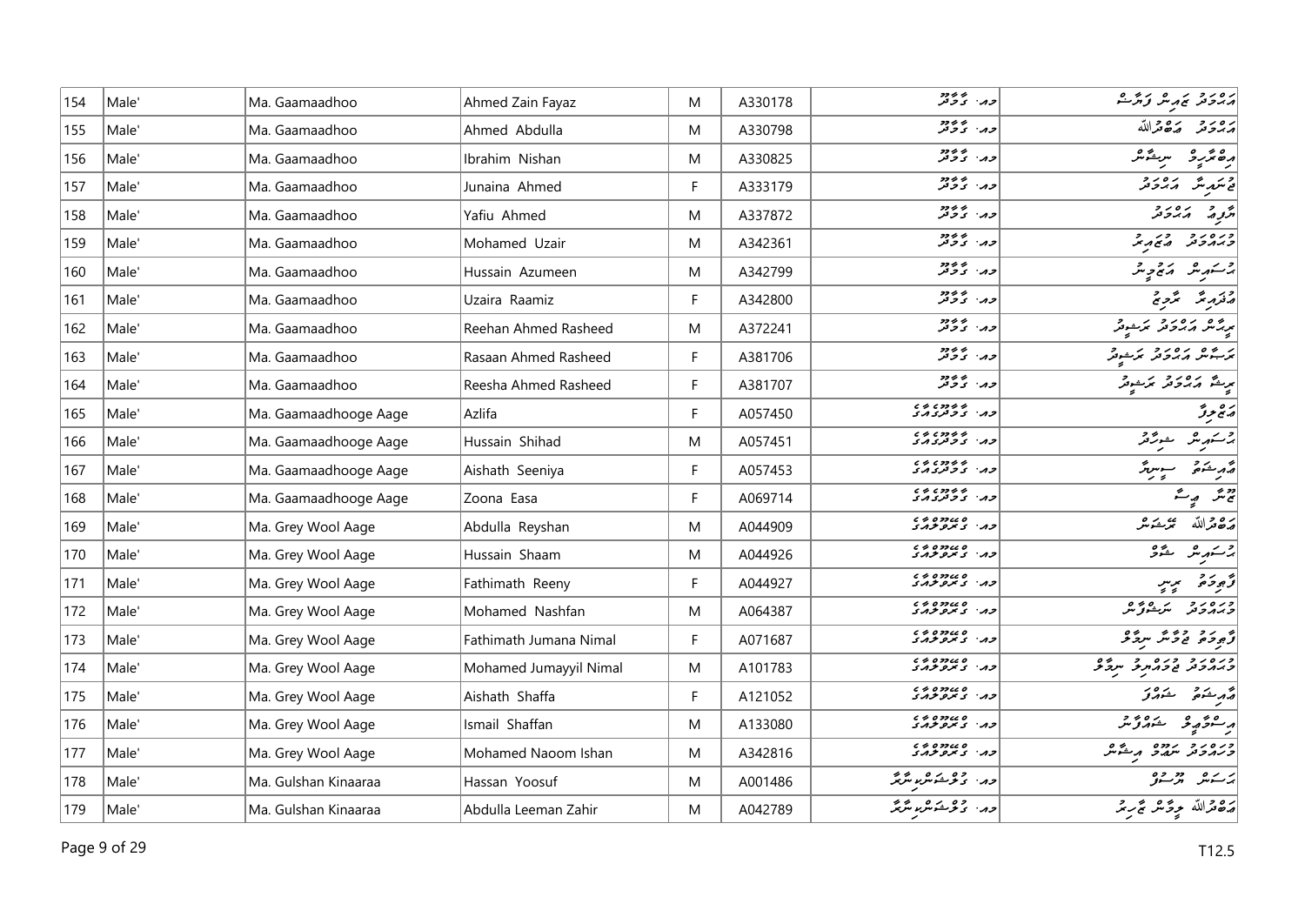| 154 | Male' | Ma. Gaamaadhoo | Ahmed Zain Fayaz | M | A330178 | މއ. ގާމާދޫ | އަޙްމަދު ޒައިން ފައްޔާޒް |
|---|---|---|---|---|---|---|---|
| 155 | Male' | Ma. Gaamaadhoo | Ahmed Abdulla | M | A330798 | މއ. ގާމާދޫ | އަޙްމަދު އަބްދުﷲ |
| 156 | Male' | Ma. Gaamaadhoo | Ibrahim Nishan | M | A330825 | މއ. ގާމާދޫ | އިބްރާހީމް ނިޝާން |
| 157 | Male' | Ma. Gaamaadhoo | Junaina Ahmed | F | A333179 | މއ. ގާމާދޫ | ޖުނައިނާ އަޙްމަދު |
| 158 | Male' | Ma. Gaamaadhoo | Yafiu Ahmed | M | A337872 | މއ. ގާމާދޫ | ޔާފިއު އަޙްމަދު |
| 159 | Male' | Ma. Gaamaadhoo | Mohamed Uzair | M | A342361 | މއ. ގާމާދޫ | މުޙައްމަދު އުޒައިރު |
| 160 | Male' | Ma. Gaamaadhoo | Hussain Azumeen | M | A342799 | މއ. ގާމާދޫ | ޙުސައިން އަޒުމީން |
| 161 | Male' | Ma. Gaamaadhoo | Uzaira Raamiz | F | A342800 | މއ. ގާމާދޫ | އުޒައިރާ ރާމިޒް |
| 162 | Male' | Ma. Gaamaadhoo | Reehan Ahmed Rasheed | M | A372241 | މއ. ގާމާދޫ | ރީހާން އަޙްމަދު ރަޝީދު |
| 163 | Male' | Ma. Gaamaadhoo | Rasaan Ahmed Rasheed | F | A381706 | މއ. ގާމާދޫ | ރަސާން އަޙްމަދު ރަޝީދު |
| 164 | Male' | Ma. Gaamaadhoo | Reesha Ahmed Rasheed | F | A381707 | މއ. ގާމާދޫ | ރީޝާ އަޙްމަދު ރަޝީދު |
| 165 | Male' | Ma. Gaamaadhooge Aage | Azlifa | F | A057450 | މއ. ގާމާދޫގެ އާގެ | އަޒްލިފާ |
| 166 | Male' | Ma. Gaamaadhooge Aage | Hussain Shihad | M | A057451 | މއ. ގާމާދޫގެ އާގެ | ޙުސައިން ޝިހާދު |
| 167 | Male' | Ma. Gaamaadhooge Aage | Aishath Seeniya | F | A057453 | މއ. ގާމާދޫގެ އާގެ | އާއިޝަތު ސީނިޔާ |
| 168 | Male' | Ma. Gaamaadhooge Aage | Zoona Easa | F | A069714 | މއ. ގާމާދޫގެ އާގެ | ޒޫނާ ޢީސާ |
| 169 | Male' | Ma. Grey Wool Aage | Abdulla Reyshan | M | A044909 | މއ. ގްރޭވޫލް އާގެ | އަބްދުﷲ ރޭޝަން |
| 170 | Male' | Ma. Grey Wool Aage | Hussain Shaam | M | A044926 | މއ. ގްރޭވޫލް އާގެ | ޙުސައިން ޝާމް |
| 171 | Male' | Ma. Grey Wool Aage | Fathimath Reeny | F | A044927 | މއ. ގްރޭވޫލް އާގެ | ފާތިމަތު ރީނީ |
| 172 | Male' | Ma. Grey Wool Aage | Mohamed Nashfan | M | A064387 | މއ. ގްރޭވޫލް އާގެ | މުޙައްމަދު ނަޝްފާން |
| 173 | Male' | Ma. Grey Wool Aage | Fathimath Jumana Nimal | F | A071687 | މއ. ގްރޭވޫލް އާގެ | ފާތިމަތު ޖުމާނާ ނިމާލް |
| 174 | Male' | Ma. Grey Wool Aage | Mohamed Jumayyil Nimal | M | A101783 | މއ. ގްރޭވޫލް އާގެ | މުޙައްމަދު ޖުމައްޔިލް ނިމާލް |
| 175 | Male' | Ma. Grey Wool Aage | Aishath Shaffa | F | A121052 | މއ. ގްރޭވޫލް އާގެ | އާއިޝަތު ޝައްފާ |
| 176 | Male' | Ma. Grey Wool Aage | Ismail Shaffan | M | A133080 | މއ. ގްރޭވޫލް އާގެ | އިސްމާއީލް ޝައްފާން |
| 177 | Male' | Ma. Grey Wool Aage | Mohamed Naoom Ishan | M | A342816 | މއ. ގްރޭވޫލް އާގެ | މުޙައްމަދު ނަޢޫމް އިޝާން |
| 178 | Male' | Ma. Gulshan Kinaaraa | Hassan Yoosuf | M | A001486 | މއ. ގުލްޝަން ކިނާރާ | ޙަސަން ޔޫސުފް |
| 179 | Male' | Ma. Gulshan Kinaaraa | Abdulla Leeman Zahir | M | A042789 | މއ. ގުލްޝަން ކިނާރާ | އަބްދުﷲ ލީމާން ޒާހިރު |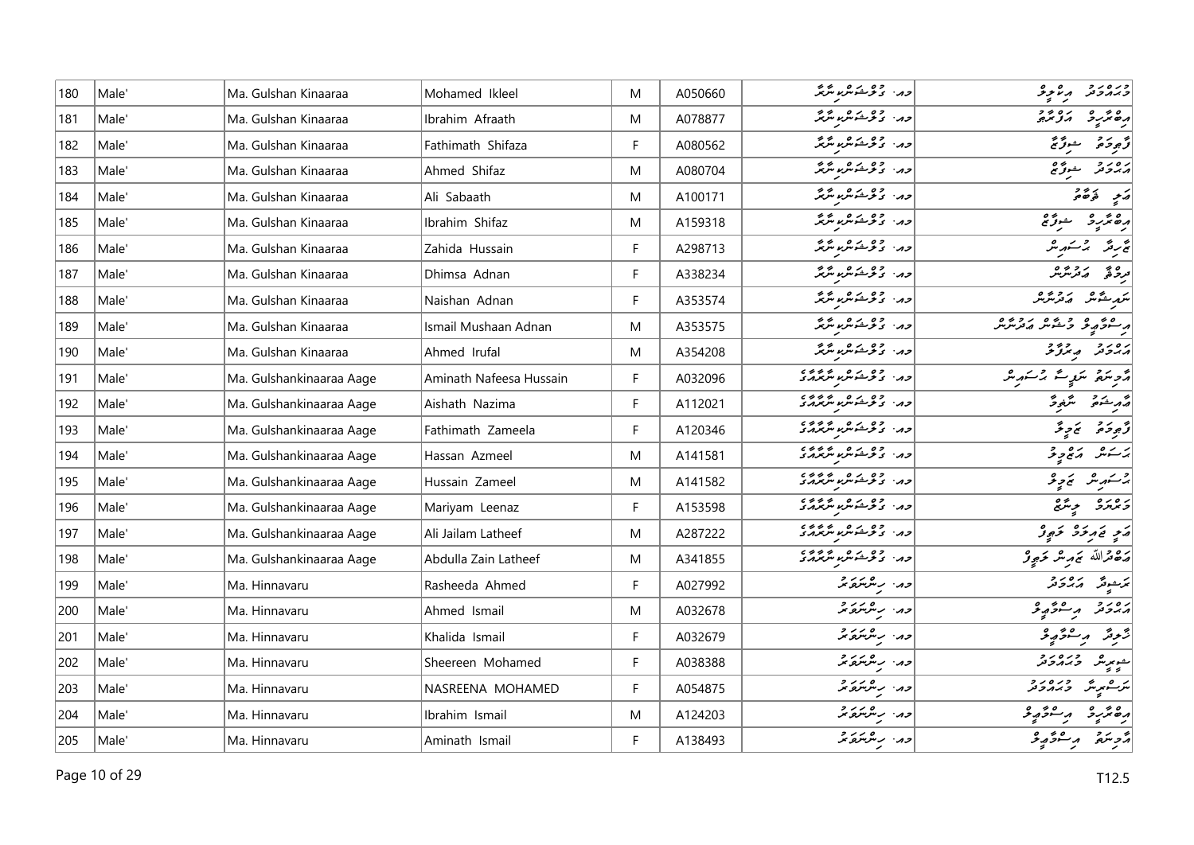| 180 | Male' | Ma. Gulshan Kinaaraa | Mohamed Ikleel | M | A050660 | މއ. ގުލްޝަންކިނާރާ | މުހައްމަދު އިކުލީލް |
|---|---|---|---|---|---|---|---|
| 181 | Male' | Ma. Gulshan Kinaaraa | Ibrahim Afraath | M | A078877 | މއ. ގުލްޝަންކިނާރާ | އިބްރާހީމް އަފްރާތު |
| 182 | Male' | Ma. Gulshan Kinaaraa | Fathimath Shifaza | F | A080562 | މއ. ގުލްޝަންކިނާރާ | ފާތިމަތު ޝިފާޒާ |
| 183 | Male' | Ma. Gulshan Kinaaraa | Ahmed Shifaz | M | A080704 | މއ. ގުލްޝަންކިނާރާ | އަހުމަދު ޝިފާޒު |
| 184 | Male' | Ma. Gulshan Kinaaraa | Ali Sabaath | M | A100171 | މއ. ގުލްޝަންކިނާރާ | އަލި ޞަބާޙު |
| 185 | Male' | Ma. Gulshan Kinaaraa | Ibrahim Shifaz | M | A159318 | މއ. ގުލްޝަންކިނާރާ | އިބްރާހީމް ޝިފާޒު |
| 186 | Male' | Ma. Gulshan Kinaaraa | Zahida Hussain | F | A298713 | މއ. ގުލްޝަންކިނާރާ | ޒާހިދާ ހުސައިން |
| 187 | Male' | Ma. Gulshan Kinaaraa | Dhimsa Adnan | F | A338234 | މއ. ގުލްޝަންކިނާރާ | ދިމްސާ އަދުނާން |
| 188 | Male' | Ma. Gulshan Kinaaraa | Naishan Adnan | F | A353574 | މއ. ގުލްޝަންކިނާރާ | ނައިޝާން އަދުނާން |
| 189 | Male' | Ma. Gulshan Kinaaraa | Ismail Mushaan Adnan | M | A353575 | މއ. ގުލްޝަންކިނާރާ | އިސްމާޢީލް މުޝާން އަދުނާން |
| 190 | Male' | Ma. Gulshan Kinaaraa | Ahmed Irufal | M | A354208 | މއ. ގުލްޝަންކިނާރާ | އަހުމަދު އިރުފާލް |
| 191 | Male' | Ma. Gulshankinaaraa Aage | Aminath Nafeesa Hussain | F | A032096 | މއ. ގުލްޝަންކިނާރާއާގެ | އާމިނަތު ނަފީސާ ހުސައިން |
| 192 | Male' | Ma. Gulshankinaaraa Aage | Aishath Nazima | F | A112021 | މއ. ގުލްޝަންކިނާރާއާގެ | އައިޝަތު ނާޒިމާ |
| 193 | Male' | Ma. Gulshankinaaraa Aage | Fathimath Zameela | F | A120346 | މއ. ގުލްޝަންކިނާރާއާގެ | ފާތިމަތު ޒަމީލާ |
| 194 | Male' | Ma. Gulshankinaaraa Aage | Hassan Azmeel | M | A141581 | މއ. ގުލްޝަންކިނާރާއާގެ | ހަސަން އަޒްމީލް |
| 195 | Male' | Ma. Gulshankinaaraa Aage | Hussain Zameel | M | A141582 | މއ. ގުލްޝަންކިނާރާއާގެ | ހުސައިން ޒަމީލް |
| 196 | Male' | Ma. Gulshankinaaraa Aage | Mariyam Leenaz | F | A153598 | މއ. ގުލްޝަންކިނާރާއާގެ | މަރިޔަމް ލީނާޒް |
| 197 | Male' | Ma. Gulshankinaaraa Aage | Ali Jailam Latheef | M | A287222 | މއ. ގުލްޝަންކިނާރާއާގެ | އަލި ޖައިލަމް ލަޠީފް |
| 198 | Male' | Ma. Gulshankinaaraa Aage | Abdulla Zain Latheef | M | A341855 | މއ. ގުލްޝަންކިނާރާއާގެ | އަބްދުﷲ ޒައިން ލަޠީފް |
| 199 | Male' | Ma. Hinnavaru | Rasheeda Ahmed | F | A027992 | މއ. ހިންނަވަރު | ރަޝީދާ އަހުމަދު |
| 200 | Male' | Ma. Hinnavaru | Ahmed Ismail | M | A032678 | މއ. ހިންނަވަރު | އަހުމަދު އިސްމާޢީލް |
| 201 | Male' | Ma. Hinnavaru | Khalida Ismail | F | A032679 | މއ. ހިންނަވަރު | ޚާލިދާ އިސްމާޢީލް |
| 202 | Male' | Ma. Hinnavaru | Sheereen Mohamed | F | A038388 | މއ. ހިންނަވަރު | ޝީރީން މުހައްމަދު |
| 203 | Male' | Ma. Hinnavaru | NASREENA MOHAMED | F | A054875 | މއ. ހިންނަވަރު | ނަސްރީނާ މުހައްމަދު |
| 204 | Male' | Ma. Hinnavaru | Ibrahim Ismail | M | A124203 | މއ. ހިންނަވަރު | އިބްރާހީމް އިސްމާޢީލް |
| 205 | Male' | Ma. Hinnavaru | Aminath Ismail | F | A138493 | މއ. ހިންނަވަރު | އާމިނަތު އިސްމާޢީލް |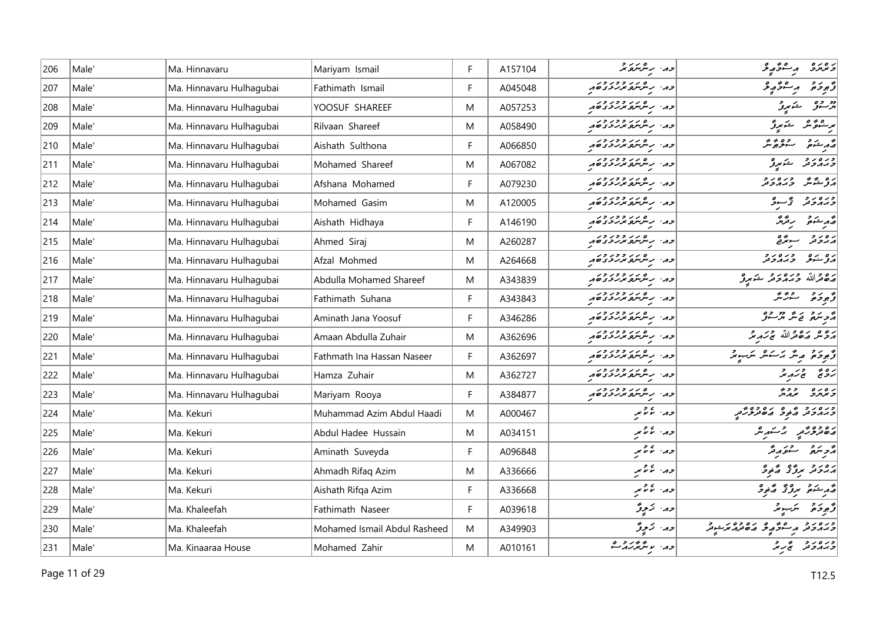| 206 | Male' | Ma. Hinnavaru | Mariyam Ismail | F | A157104 | މއ. ހިންނަވަރު | މަރިޔަމް އިސްމާއިލް |
|---|---|---|---|---|---|---|---|
| 207 | Male' | Ma. Hinnavaru Hulhagubai | Fathimath Ismail | F | A045048 | މއ. ހިންނަވަރުހުޅަގުބައި | ފާތިމަތު އިސްމާއިލް |
| 208 | Male' | Ma. Hinnavaru Hulhagubai | YOOSUF SHAREEF | M | A057253 | މއ. ހިންނަވަރުހުޅަގުބައި | ޔޫސުފް ޝަރީފް |
| 209 | Male' | Ma. Hinnavaru Hulhagubai | Rilvaan Shareef | M | A058490 | މއ. ހިންނަވަރުހުޅަގުބައި | ރިލްވާން ޝަރީފް |
| 210 | Male' | Ma. Hinnavaru Hulhagubai | Aishath Sulthona | F | A066850 | މއ. ހިންނަވަރުހުޅަގުބައި | އައިޝަތު ސުލްތޯނާ |
| 211 | Male' | Ma. Hinnavaru Hulhagubai | Mohamed Shareef | M | A067082 | މއ. ހިންނަވަރުހުޅަގުބައި | މުޙައްމަދު ޝަރީފް |
| 212 | Male' | Ma. Hinnavaru Hulhagubai | Afshana Mohamed | F | A079230 | މއ. ހިންނަވަރުހުޅަގުބައި | އަފްޝާނާ މުޙައްމަދު |
| 213 | Male' | Ma. Hinnavaru Hulhagubai | Mohamed Gasim | M | A120005 | މއ. ހިންނަވަރުހުޅަގުބައި | މުޙައްމަދު ޤާސިމް |
| 214 | Male' | Ma. Hinnavaru Hulhagubai | Aishath Hidhaya | F | A146190 | މއ. ހިންނަވަރުހުޅަގުބައި | އައިޝަތު ހިދާޔާ |
| 215 | Male' | Ma. Hinnavaru Hulhagubai | Ahmed Siraj | M | A260287 | މއ. ހިންނަވަރުހުޅަގުބައި | އަޙްމަދު ސިރާޖް |
| 216 | Male' | Ma. Hinnavaru Hulhagubai | Afzal Mohmed | M | A264668 | މއ. ހިންނަވަރުހުޅަގުބައި | އަފްޟަލް މުޙައްމަދު |
| 217 | Male' | Ma. Hinnavaru Hulhagubai | Abdulla Mohamed Shareef | M | A343839 | މއ. ހިންނަވަރުހުޅަގުބައި | އަބްދުﷲ މުޙައްމަދު ޝަރީފް |
| 218 | Male' | Ma. Hinnavaru Hulhagubai | Fathimath Suhana | F | A343843 | މއ. ހިންނަވަރުހުޅަގުބައި | ފާތިމަތު ސުހާނާ |
| 219 | Male' | Ma. Hinnavaru Hulhagubai | Aminath Jana Yoosuf | F | A346286 | މއ. ހިންނަވަރުހުޅަގުބައި | އާމިނަތު ޖަނާ ޔޫސުފް |
| 220 | Male' | Ma. Hinnavaru Hulhagubai | Amaan Abdulla Zuhair | M | A362696 | މއ. ހިންނަވަރުހުޅަގުބައި | އަމާން އަބްދުﷲ ޒުހައިރު |
| 221 | Male' | Ma. Hinnavaru Hulhagubai | Fathmath Ina Hassan Naseer | F | A362697 | މއ. ހިންނަވަރުހުޅަގުބައި | ފާތިމަތު އިނާ ހަސަން ނަސީރު |
| 222 | Male' | Ma. Hinnavaru Hulhagubai | Hamza Zuhair | M | A362727 | މއ. ހިންނަވަރުހުޅަގުބައި | ހަމްޒާ ޒުހައިރު |
| 223 | Male' | Ma. Hinnavaru Hulhagubai | Mariyam Rooya | F | A384877 | މއ. ހިންނަވަރުހުޅަގުބައި | މަރިޔަމް ރޫޔާ |
| 224 | Male' | Ma. Kekuri | Muhammad Azim Abdul Haadi | M | A000467 | މއ. ކެކުރި | މުޙައްމަދު އާޒިމް އަބްދުލްހާދީ |
| 225 | Male' | Ma. Kekuri | Abdul Hadee Hussain | M | A034151 | މއ. ކެކުރި | އަބްދުލްހާދީ ހުސައިން |
| 226 | Male' | Ma. Kekuri | Aminath Suveyda | F | A096848 | މއ. ކެކުރި | އާމިނަތު ސުވެއިދާ |
| 227 | Male' | Ma. Kekuri | Ahmadh Rifaq Azim | M | A336666 | މއ. ކެކުރި | އަޙްމަދު ރިފާޤް އާޒިމް |
| 228 | Male' | Ma. Kekuri | Aishath Rifqa Azim | F | A336668 | މއ. ކެކުރި | އައިޝަތު ރިފްޤާ އާޒިމް |
| 229 | Male' | Ma. Khaleefah | Fathimath Naseer | F | A039618 | މއ. ޚަލީފާ | ފާތިމަތު ނަސީރު |
| 230 | Male' | Ma. Khaleefah | Mohamed Ismail Abdul Rasheed | M | A349903 | މއ. ޚަލީފާ | މުޙައްމަދު އިސްމާއިލް އަބްދުއްރަޝީދު |
| 231 | Male' | Ma. Kinaaraa House | Mohamed Zahir | M | A010161 | މއ. ކިނާރާހައުސް | މުޙައްމަދު ޒާހިރު |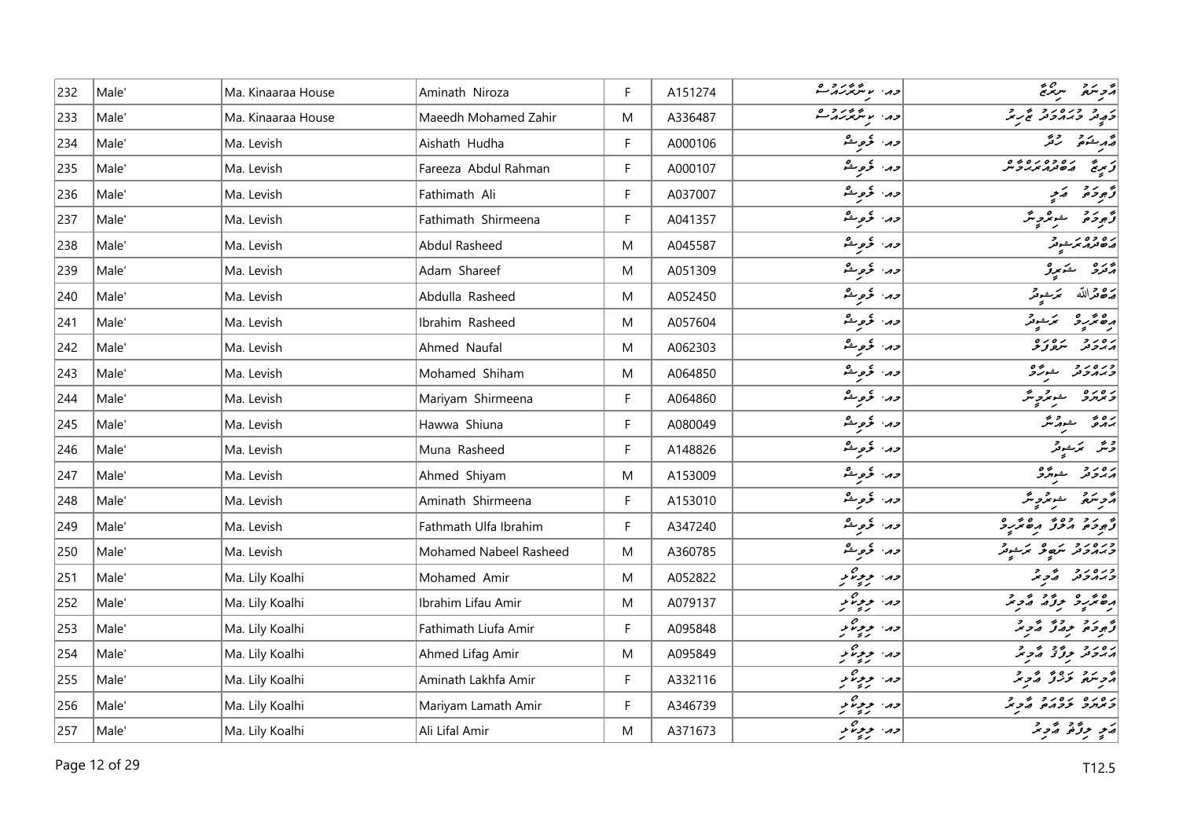| 232 | Male' | Ma. Kinaaraa House | Aminath Niroza | F | A151274 | މއ. ކިނާރާހައުސް | އާމިނަތު ނިރޯޒާ |
|---|---|---|---|---|---|---|---|
| 233 | Male' | Ma. Kinaaraa House | Maeedh Mohamed Zahir | M | A336487 | މއ. ކިނާރާހައުސް | މައީދު މުހައްމަދު ޒާހިރު |
| 234 | Male' | Ma. Levish | Aishath Hudha | F | A000106 | މއ. ލެވިޝް | އައިޝަތު ހުދާ |
| 235 | Male' | Ma. Levish | Fareeza Abdul Rahman | F | A000107 | މއ. ލެވިޝް | ފަރީޒާ އަބްދުއްރަޙްމާން |
| 236 | Male' | Ma. Levish | Fathimath Ali | F | A037007 | މއ. ލެވިޝް | ފާތިމަތު އަލި |
| 237 | Male' | Ma. Levish | Fathimath Shirmeena | F | A041357 | މއ. ލެވިޝް | ފާތިމަތު ޝިރްމީނާ |
| 238 | Male' | Ma. Levish | Abdul Rasheed | M | A045587 | މއ. ލެވިޝް | އަބްދުއްރަޝީދު |
| 239 | Male' | Ma. Levish | Adam Shareef | M | A051309 | މއ. ލެވިޝް | އާދަމް ޝަރީފު |
| 240 | Male' | Ma. Levish | Abdulla Rasheed | M | A052450 | މއ. ލެވިޝް | އަބްދުﷲ ރަޝީދު |
| 241 | Male' | Ma. Levish | Ibrahim Rasheed | M | A057604 | މއ. ލެވިޝް | އިބްރާހިމް ރަޝީދު |
| 242 | Male' | Ma. Levish | Ahmed Naufal | M | A062303 | މއ. ލެވިޝް | އަހްމަދު ނައުފަލް |
| 243 | Male' | Ma. Levish | Mohamed Shiham | M | A064850 | މއ. ލެވިޝް | މުހައްމަދު ޝިހާމް |
| 244 | Male' | Ma. Levish | Mariyam Shirmeena | F | A064860 | މއ. ލެވިޝް | މަރިޔަމް ޝިރްމީނާ |
| 245 | Male' | Ma. Levish | Hawwa Shiuna | F | A080049 | މއ. ލެވިޝް | ހައްވާ ޝިއުނާ |
| 246 | Male' | Ma. Levish | Muna Rasheed | F | A148826 | މއ. ލެވިޝް | މުނާ ރަޝީދު |
| 247 | Male' | Ma. Levish | Ahmed Shiyam | M | A153009 | މއ. ލެވިޝް | އަހްމަދު ޝިޔާމް |
| 248 | Male' | Ma. Levish | Aminath Shirmeena | F | A153010 | މއ. ލެވިޝް | އާމިނަތު ޝިރްމީނާ |
| 249 | Male' | Ma. Levish | Fathmath Ulfa Ibrahim | F | A347240 | މއ. ލެވިޝް | ފާތިމަތު އުލްފާ އިބްރާހިމް |
| 250 | Male' | Ma. Levish | Mohamed Nabeel Rasheed | M | A360785 | މއ. ލެވިޝް | މުހައްމަދު ނަބީލް ރަޝީދު |
| 251 | Male' | Ma. Lily Koalhi | Mohamed Amir | M | A052822 | މއ. ލިލީކޮޅި | މުހައްމަދު އާމިރު |
| 252 | Male' | Ma. Lily Koalhi | Ibrahim Lifau Amir | M | A079137 | މއ. ލިލީކޮޅި | އިބްރާހިމް ލިފާއު އާމިރު |
| 253 | Male' | Ma. Lily Koalhi | Fathimath Liufa Amir | F | A095848 | މއ. ލިލީކޮޅި | ފާތިމަތު ލިއުފާ އާމިރު |
| 254 | Male' | Ma. Lily Koalhi | Ahmed Lifag Amir | M | A095849 | މއ. ލިލީކޮޅި | އަހްމަދު ލިފާގު އާމިރު |
| 255 | Male' | Ma. Lily Koalhi | Aminath Lakhfa Amir | F | A332116 | މއ. ލިލީކޮޅި | އާމިނަތު ލަޚްފާ އާމިރު |
| 256 | Male' | Ma. Lily Koalhi | Mariyam Lamath Amir | F | A346739 | މއ. ލިލީކޮޅި | މަރިޔަމް ލަމާޙު އާމިރު |
| 257 | Male' | Ma. Lily Koalhi | Ali Lifal Amir | M | A371673 | މއ. ލިލީކޮޅި | އަލި ލިފާލް އާމިރު |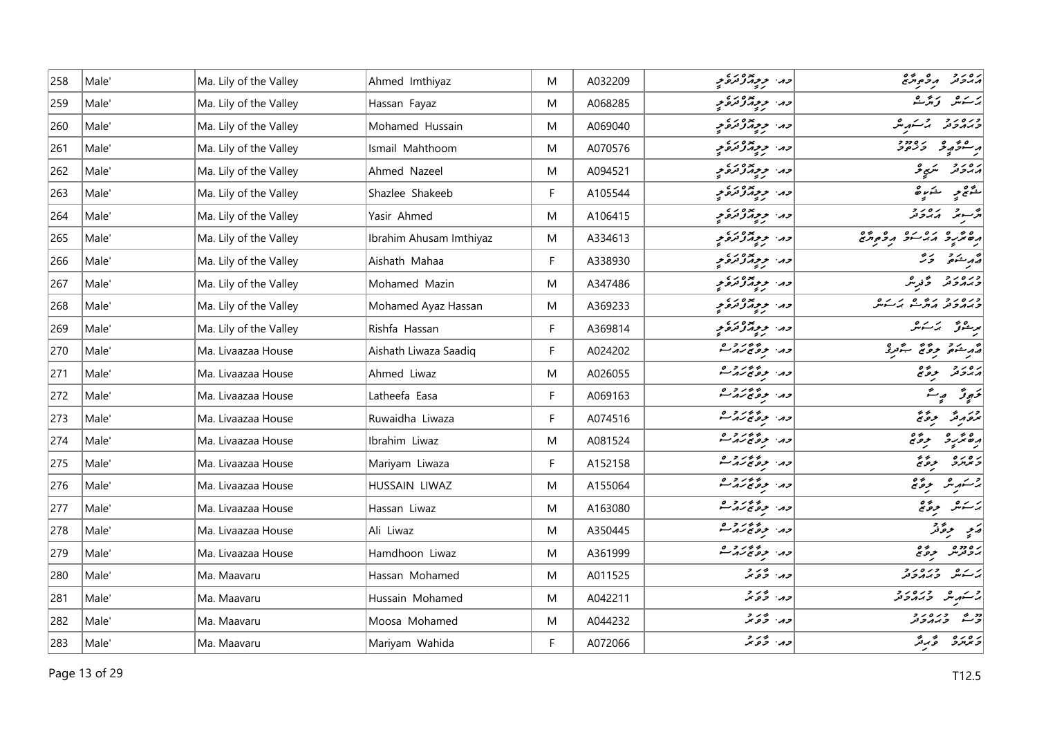| 258 | Male' | Ma. Lily of the Valley | Ahmed Imthiyaz | M | A032209 | މއ. ލިލީއޮފްދަވެލީ | އަޙްމަދު އިމްތިޔާޒް |
|---|---|---|---|---|---|---|---|
| 259 | Male' | Ma. Lily of the Valley | Hassan Fayaz | M | A068285 | މއ. ލިލީއޮފްދަވެލީ | ޙަސަން ފައްޔާޒް |
| 260 | Male' | Ma. Lily of the Valley | Mohamed Hussain | M | A069040 | މއ. ލިލީއޮފްދަވެލީ | މުޙައްމަދު ޙުސައިން |
| 261 | Male' | Ma. Lily of the Valley | Ismail Mahthoom | M | A070576 | މއ. ލިލީއޮފްދަވެލީ | އިސްމާޢީލް މަޙްތޫމް |
| 262 | Male' | Ma. Lily of the Valley | Ahmed Nazeel | M | A094521 | މއ. ލިލީއޮފްދަވެލީ | އަޙްމަދު ނަޒީލް |
| 263 | Male' | Ma. Lily of the Valley | Shazlee Shakeeb | F | A105544 | މއ. ލިލީއޮފްދަވެލީ | ޝާޒްލީ ޝަކީބް |
| 264 | Male' | Ma. Lily of the Valley | Yasir Ahmed | M | A106415 | މއ. ލިލީއޮފްދަވެލީ | ޔާސިރު އަޙްމަދު |
| 265 | Male' | Ma. Lily of the Valley | Ibrahim Ahusam Imthiyaz | M | A334613 | މއ. ލިލީއޮފްދަވެލީ | އިބްރާހީމް އަޙުސަމް އިމްތިޔާޒް |
| 266 | Male' | Ma. Lily of the Valley | Aishath Mahaa | F | A338930 | މއ. ލިލީއޮފްދަވެލީ | އާއިޝަތު މަހާ |
| 267 | Male' | Ma. Lily of the Valley | Mohamed Mazin | M | A347486 | މއ. ލިލީއޮފްދަވެލީ | މުޙައްމަދު މާޒިން |
| 268 | Male' | Ma. Lily of the Valley | Mohamed Ayaz Hassan | M | A369233 | މއ. ލިލީއޮފްދަވެލީ | މުޙައްމަދު އަޔާޒް ޙަސަން |
| 269 | Male' | Ma. Lily of the Valley | Rishfa Hassan | F | A369814 | މއ. ލިލީއޮފްދަވެލީ | ރިޝްފާ ޙަސަން |
| 270 | Male' | Ma. Livaazaa House | Aishath Liwaza Saadiq | F | A024202 | މއ. ލިވާޒާހައުސް | އާއިޝަތު ލިވާޒާ ސާދިޤު |
| 271 | Male' | Ma. Livaazaa House | Ahmed Liwaz | M | A026055 | މއ. ލިވާޒާހައުސް | އަޙްމަދު ލިވާޒް |
| 272 | Male' | Ma. Livaazaa House | Latheefa Easa | F | A069163 | މއ. ލިވާޒާހައުސް | ލަޠީފާ ޢީސާ |
| 273 | Male' | Ma. Livaazaa House | Ruwaidha Liwaza | F | A074516 | މއ. ލިވާޒާހައުސް | ރުވައިދާ ލިވާޒާ |
| 274 | Male' | Ma. Livaazaa House | Ibrahim Liwaz | M | A081524 | މއ. ލިވާޒާހައުސް | އިބްރާހީމް ލިވާޒް |
| 275 | Male' | Ma. Livaazaa House | Mariyam Liwaza | F | A152158 | މއ. ލިވާޒާހައުސް | މަރިޔަމް ލިވާޒާ |
| 276 | Male' | Ma. Livaazaa House | HUSSAIN LIWAZ | M | A155064 | މއ. ލިވާޒާހައުސް | ޙުސައިން ލިވާޒް |
| 277 | Male' | Ma. Livaazaa House | Hassan Liwaz | M | A163080 | މއ. ލިވާޒާހައުސް | ޙަސަން ލިވާޒް |
| 278 | Male' | Ma. Livaazaa House | Ali Liwaz | M | A350445 | މއ. ލިވާޒާހައުސް | ޢަލީ ލިވާޒު |
| 279 | Male' | Ma. Livaazaa House | Hamdhoon Liwaz | M | A361999 | މއ. ލިވާޒާހައުސް | ޙަމްދޫން ލިވާޒް |
| 280 | Male' | Ma. Maavaru | Hassan Mohamed | M | A011525 | މއ. މާވަރު | ޙަސަން މުޙައްމަދު |
| 281 | Male' | Ma. Maavaru | Hussain Mohamed | M | A042211 | މއ. މާވަރު | ޙުސައިން މުޙައްމަދު |
| 282 | Male' | Ma. Maavaru | Moosa Mohamed | M | A044232 | މއ. މާވަރު | މޫސާ މުޙައްމަދު |
| 283 | Male' | Ma. Maavaru | Mariyam Wahida | F | A072066 | މއ. މާވަރު | މަރިޔަމް ވާހިދާ |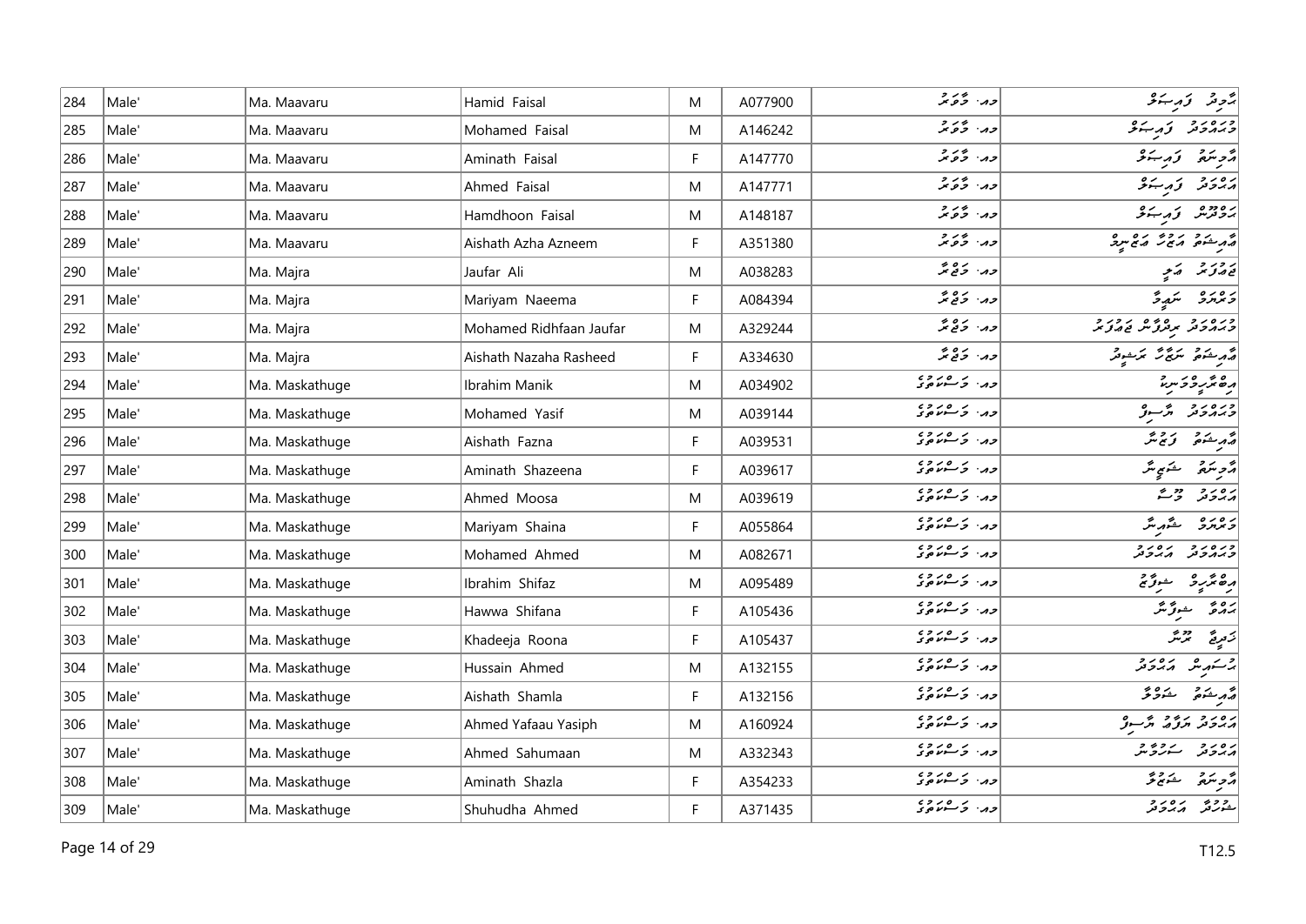| 284 | Male' | Ma. Maavaru | Hamid Faisal | M | A077900 | މއ. މާވަރު | ހާމިދު ފައިސަލް |
|---|---|---|---|---|---|---|---|
| 285 | Male' | Ma. Maavaru | Mohamed Faisal | M | A146242 | މއ. މާވަރު | މުހައްމަދު ފައިސަލް |
| 286 | Male' | Ma. Maavaru | Aminath Faisal | F | A147770 | މއ. މާވަރު | އާމިނަތު ފައިސަލް |
| 287 | Male' | Ma. Maavaru | Ahmed Faisal | M | A147771 | މއ. މާވަރު | އަހުމަދު ފައިސަލް |
| 288 | Male' | Ma. Maavaru | Hamdhoon Faisal | M | A148187 | މއ. މާވަރު | ހަމްދޫން ފައިސަލް |
| 289 | Male' | Ma. Maavaru | Aishath Azha Azneem | F | A351380 | މއ. މާވަރު | އާއިޝަތު އަޒްހާ އަޒްނީމް |
| 290 | Male' | Ma. Majra | Jaufar Ali | M | A038283 | މއ. މަޖްރާ | ޖައުފަރު އަލި |
| 291 | Male' | Ma. Majra | Mariyam Naeema | F | A084394 | މއ. މަޖްރާ | މަރިޔަމް ނައީމާ |
| 292 | Male' | Ma. Majra | Mohamed Ridhfaan Jaufar | M | A329244 | މއ. މަޖްރާ | މުހައްމަދު ރިދުފާން ޖައުފަރު |
| 293 | Male' | Ma. Majra | Aishath Nazaha Rasheed | F | A334630 | މއ. މަޖްރާ | އާއިޝަތު ނަޒާހާ ރަޝީދު |
| 294 | Male' | Ma. Maskathuge | Ibrahim Manik | M | A034902 | މއ. މަސްކަތުގެ | އިބްރާހީމްމަނިކު |
| 295 | Male' | Ma. Maskathuge | Mohamed Yasif | M | A039144 | މއ. މަސްކަތުގެ | މުހައްމަދު ޔާސިފް |
| 296 | Male' | Ma. Maskathuge | Aishath Fazna | F | A039531 | މއ. މަސްކަތުގެ | އާއިޝަތު ފަޒްނާ |
| 297 | Male' | Ma. Maskathuge | Aminath Shazeena | F | A039617 | މއ. މަސްކަތުގެ | އާމިނަތު ޝަޒީނާ |
| 298 | Male' | Ma. Maskathuge | Ahmed Moosa | M | A039619 | މއ. މަސްކަތުގެ | އަހުމަދު މޫސާ |
| 299 | Male' | Ma. Maskathuge | Mariyam Shaina | F | A055864 | މއ. މަސްކަތުގެ | މަރިޔަމް ޝާއިނާ |
| 300 | Male' | Ma. Maskathuge | Mohamed Ahmed | M | A082671 | މއ. މަސްކަތުގެ | މުހައްމަދު އަހުމަދު |
| 301 | Male' | Ma. Maskathuge | Ibrahim Shifaz | M | A095489 | މއ. މަސްކަތުގެ | އިބްރާހީމް ޝިފާޒް |
| 302 | Male' | Ma. Maskathuge | Hawwa Shifana | F | A105436 | މއ. މަސްކަތުގެ | ހައްވާ ޝިފާނާ |
| 303 | Male' | Ma. Maskathuge | Khadeeja Roona | F | A105437 | މއ. މަސްކަތުގެ | ޚަދީޖާ ރޫނާ |
| 304 | Male' | Ma. Maskathuge | Hussain Ahmed | M | A132155 | މއ. މަސްކަތުގެ | ހުސައިން އަހުމަދު |
| 305 | Male' | Ma. Maskathuge | Aishath Shamla | F | A132156 | މއ. މަސްކަތުގެ | އާއިޝަތު ޝަމްލާ |
| 306 | Male' | Ma. Maskathuge | Ahmed Yafaau Yasiph | M | A160924 | މއ. މަސްކަތުގެ | އަހުމަދު ޔަފާއު ޔާސިފް |
| 307 | Male' | Ma. Maskathuge | Ahmed Sahumaan | M | A332343 | މއ. މަސްކަތުގެ | އަހުމަދު ސަހުމާން |
| 308 | Male' | Ma. Maskathuge | Aminath Shazla | F | A354233 | މއ. މަސްކަތުގެ | އާމިނަތު ޝަޒްލާ |
| 309 | Male' | Ma. Maskathuge | Shuhudha Ahmed | F | A371435 | މއ. މަސްކަތުގެ | ޝުހުދާ އަހުމަދު |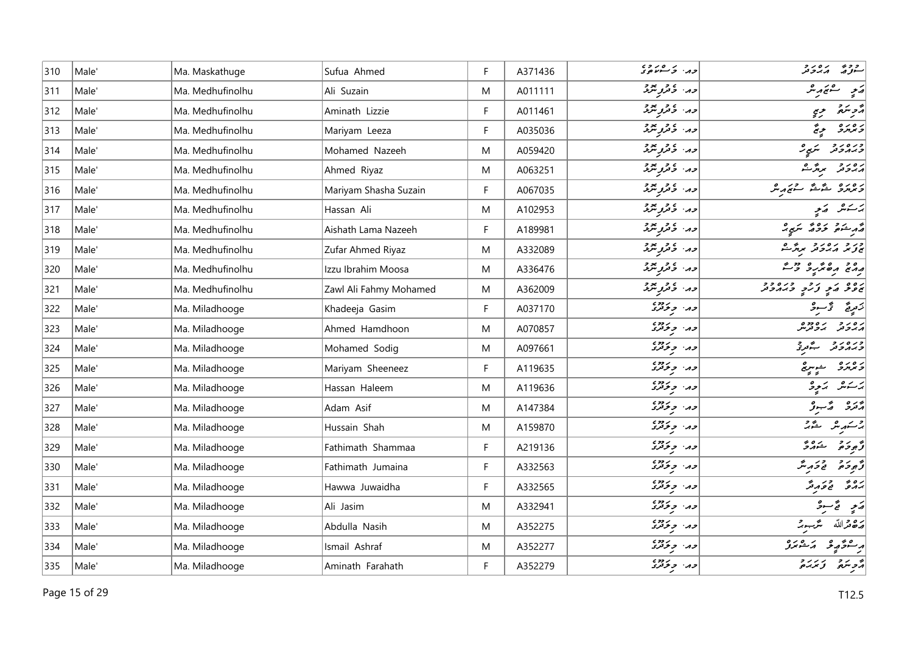| 310 | Male' | Ma. Maskathuge | Sufua Ahmed | F | A371436 | މއ. މަސްކަތުގެ | ސުފުއާ އަޙްމަދު |
|---|---|---|---|---|---|---|---|
| 311 | Male' | Ma. Medhufinolhu | Ali Suzain | M | A011111 | މއ. މެދުފިނޮޅު | އަލީ ސުޒައިން |
| 312 | Male' | Ma. Medhufinolhu | Aminath Lizzie | F | A011461 | މއ. މެދުފިނޮޅު | އާމިނަތު ލިޒީ |
| 313 | Male' | Ma. Medhufinolhu | Mariyam Leeza | F | A035036 | މއ. މެދުފިނޮޅު | މަރިޔަމް ލީޒާ |
| 314 | Male' | Ma. Medhufinolhu | Mohamed Nazeeh | M | A059420 | މއ. މެދުފިނޮޅު | މުހައްމަދު ނަޒީހު |
| 315 | Male' | Ma. Medhufinolhu | Ahmed Riyaz | M | A063251 | މއ. މެދުފިނޮޅު | އަޙްމަދު ރިޔާޒް |
| 316 | Male' | Ma. Medhufinolhu | Mariyam Shasha Suzain | F | A067035 | މއ. މެދުފިނޮޅު | މަރިޔަމް ޝާޝާ ސުޒައިން |
| 317 | Male' | Ma. Medhufinolhu | Hassan Ali | M | A102953 | މއ. މެދުފިނޮޅު | ހަސަން އަލީ |
| 318 | Male' | Ma. Medhufinolhu | Aishath Lama Nazeeh | F | A189981 | މއ. މެދުފިނޮޅު | އާއިޝަތު ލަމާ ނަޒީހު |
| 319 | Male' | Ma. Medhufinolhu | Zufar Ahmed Riyaz | M | A332089 | މއ. މެދުފިނޮޅު | ޒުފަރު އަޙްމަދު ރިޔާޒް |
| 320 | Male' | Ma. Medhufinolhu | Izzu Ibrahim Moosa | M | A336476 | މއ. މެދުފިނޮޅު | އިއްޒު އިބްރާހީމް މޫސާ |
| 321 | Male' | Ma. Medhufinolhu | Zawl Ali Fahmy Mohamed | M | A362009 | މއ. މެދުފިނޮޅު | ޒަވްލް އަލީ ފަހްމީ މުހައްމަދު |
| 322 | Male' | Ma. Miladhooge | Khadeeja Gasim | F | A037170 | މއ. މިލަދޫގެ | ޚަދީޖާ ގާސިމް |
| 323 | Male' | Ma. Miladhooge | Ahmed Hamdhoon | M | A070857 | މއ. މިލަދޫގެ | އަޙްމަދު ހަމްދޫން |
| 324 | Male' | Ma. Miladhooge | Mohamed Sodig | M | A097661 | މއ. މިލަދޫގެ | މުހައްމަދު ޞާދިޤު |
| 325 | Male' | Ma. Miladhooge | Mariyam Sheeneez | F | A119635 | މއ. މިލަދޫގެ | މަރިޔަމް ޝީނީޒް |
| 326 | Male' | Ma. Miladhooge | Hassan Haleem | M | A119636 | މއ. މިލަދޫގެ | ހަސަން ހަލީމް |
| 327 | Male' | Ma. Miladhooge | Adam Asif | M | A147384 | މއ. މިލަދޫގެ | އާދަމް އާސިފް |
| 328 | Male' | Ma. Miladhooge | Hussain Shah | M | A159870 | މއ. މިލަދޫގެ | ހުސައިން ޝާހު |
| 329 | Male' | Ma. Miladhooge | Fathimath Shammaa | F | A219136 | މއ. މިލަދޫގެ | ފާތިމަތު ޝައްމާ |
| 330 | Male' | Ma. Miladhooge | Fathimath Jumaina | F | A332563 | މއ. މިލަދޫގެ | ފާތިމަތު ޖުމައިނާ |
| 331 | Male' | Ma. Miladhooge | Hawwa Juwaidha | F | A332565 | މއ. މިލަދޫގެ | ހައްވާ ޖުވައިދާ |
| 332 | Male' | Ma. Miladhooge | Ali Jasim | M | A332941 | މއ. މިލަދޫގެ | އަލީ ޖާސިމް |
| 333 | Male' | Ma. Miladhooge | Abdulla Nasih | M | A352275 | މއ. މިލަދޫގެ | އަބްދުﷲ ނާސިހު |
| 334 | Male' | Ma. Miladhooge | Ismail Ashraf | M | A352277 | މއ. މިލަދޫގެ | އިސްމާއީލް އަޝްރަފް |
| 335 | Male' | Ma. Miladhooge | Aminath Farahath | F | A352279 | މއ. މިލަދޫގެ | އާމިނަތު ފަރަހަތު |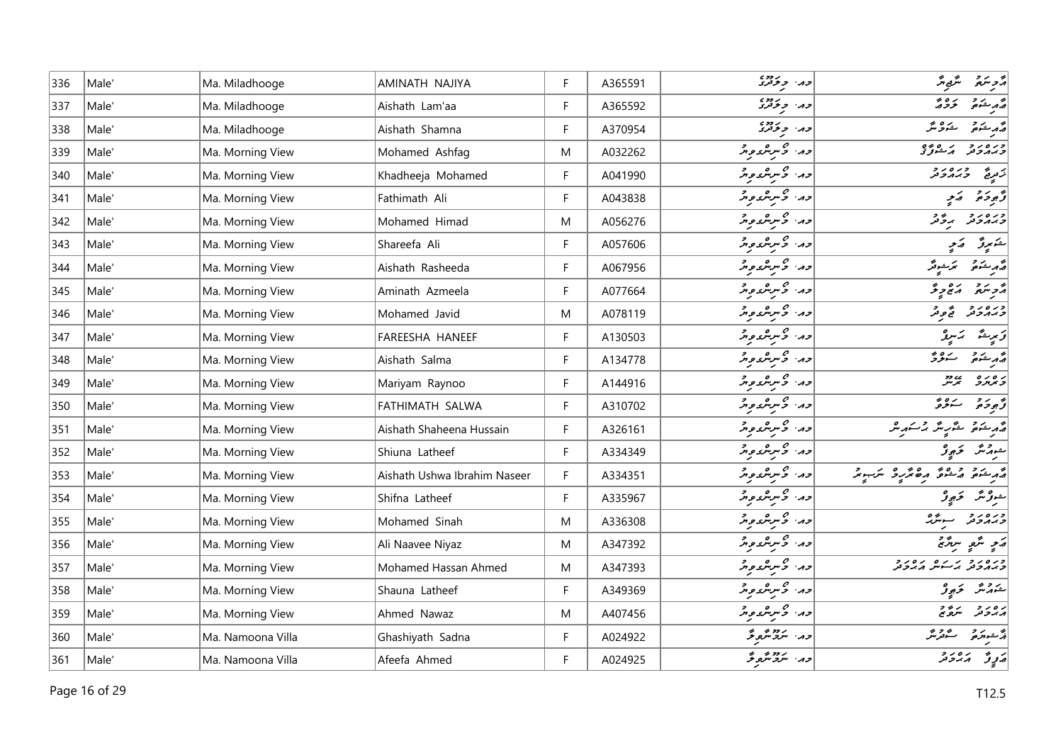| 336 | Male' | Ma. Miladhooge | AMINATH NAJIYA | F | A365591 | މއ. މިލަދޫގެ | އާމިނަތު ނާޖިޔާ |
|---|---|---|---|---|---|---|---|
| 337 | Male' | Ma. Miladhooge | Aishath Lam'aa | F | A365592 | މއ. މިލަދޫގެ | އާއިޝަތު ލަމްޢާ |
| 338 | Male' | Ma. Miladhooge | Aishath Shamna | F | A370954 | މއ. މިލަދޫގެ | އާއިޝަތު ޝަމްނާ |
| 339 | Male' | Ma. Morning View | Mohamed Ashfag | M | A032262 | މއ. މޯނިންގވިއު | މުޙައްމަދު އަޝްފާގު |
| 340 | Male' | Ma. Morning View | Khadheeja Mohamed | F | A041990 | މއ. މޯނިންގވިއު | ޚަދީޖާ މުޙައްމަދު |
| 341 | Male' | Ma. Morning View | Fathimath Ali | F | A043838 | މއ. މޯނިންގވިއު | ފާތިމަތު އަލި |
| 342 | Male' | Ma. Morning View | Mohamed Himad | M | A056276 | މއ. މޯނިންގވިއު | މުޙައްމަދު ހިމާދު |
| 343 | Male' | Ma. Morning View | Shareefa Ali | F | A057606 | މއ. މޯނިންގވިއު | ޝަރީފާ އަލި |
| 344 | Male' | Ma. Morning View | Aishath Rasheeda | F | A067956 | މއ. މޯނިންގވިއު | އާއިޝަތު ރަޝީދާ |
| 345 | Male' | Ma. Morning View | Aminath Azmeela | F | A077664 | މއ. މޯނިންގވިއު | އާމިނަތު އަޒްމީލާ |
| 346 | Male' | Ma. Morning View | Mohamed Javid | M | A078119 | މއ. މޯނިންގވިއު | މުޙައްމަދު ޖާވިދު |
| 347 | Male' | Ma. Morning View | FAREESHA HANEEF | F | A130503 | މއ. މޯނިންގވިއު | ފަރީޝާ ހަނީފު |
| 348 | Male' | Ma. Morning View | Aishath Salma | F | A134778 | މއ. މޯނިންގވިއު | އާއިޝަތު ސަލްމާ |
| 349 | Male' | Ma. Morning View | Mariyam Raynoo | F | A144916 | މއ. މޯނިންގވިއު | މަރިޔަމް ރޭނޫ |
| 350 | Male' | Ma. Morning View | FATHIMATH SALWA | F | A310702 | މއ. މޯނިންގވިއު | ފާތިމަތު ސަލްވާ |
| 351 | Male' | Ma. Morning View | Aishath Shaheena Hussain | F | A326161 | މއ. މޯނިންގވިއު | އާއިޝަތު ޝާހީނާ ހުސައިން |
| 352 | Male' | Ma. Morning View | Shiuna Latheef | F | A334349 | މއ. މޯނިންގވިއު | ޝިއުނާ ލަތީފު |
| 353 | Male' | Ma. Morning View | Aishath Ushwa Ibrahim Naseer | F | A334351 | މއ. މޯނިންގވިއު | އާއިޝަތު އުޝްވާ އިބްރާހީމް ނަސީރު |
| 354 | Male' | Ma. Morning View | Shifna Latheef | F | A335967 | މއ. މޯނިންގވިއު | ޝިފްނާ ލަތީފު |
| 355 | Male' | Ma. Morning View | Mohamed Sinah | M | A336308 | މއ. މޯނިންގވިއު | މުޙައްމަދު ސިނާހް |
| 356 | Male' | Ma. Morning View | Ali Naavee Niyaz | M | A347392 | މއ. މޯނިންގވިއު | އަލި ނާވީ ނިޔާޒު |
| 357 | Male' | Ma. Morning View | Mohamed Hassan Ahmed | M | A347393 | މއ. މޯނިންގވިއު | މުޙައްމަދު ޙަސަން އަޙްމަދު |
| 358 | Male' | Ma. Morning View | Shauna Latheef | F | A349369 | މއ. މޯނިންގވިއު | ޝައުނާ ލަތީފު |
| 359 | Male' | Ma. Morning View | Ahmed Nawaz | M | A407456 | މއ. މޯނިންގވިއު | އަޙްމަދު ނަވާޒު |
| 360 | Male' | Ma. Namoona Villa | Ghashiyath Sadna | F | A024922 | މއ. ނަމޫނާވިލާ | ޣާޝިޔަތު ސާދުނާ |
| 361 | Male' | Ma. Namoona Villa | Afeefa Ahmed | F | A024925 | މއ. ނަމޫނާވިލާ | އަފީފާ އަޙްމަދު |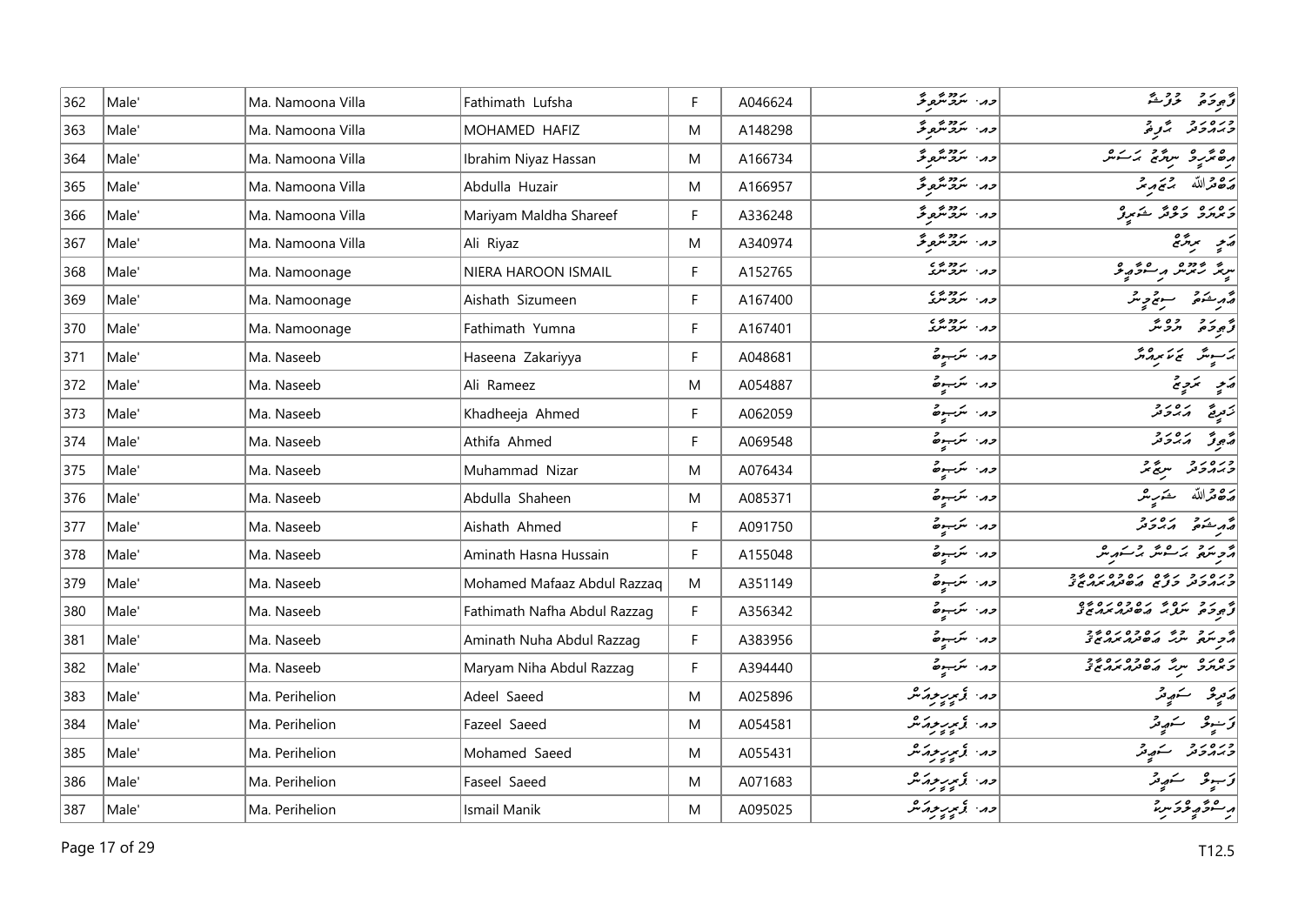| 362 | Male' | Ma. Namoona Villa | Fathimath Lufsha | F | A046624 | މއ. ނަމޫނާވިލާ | ފާތިމަތު ލުފްޝާ |
|---|---|---|---|---|---|---|---|
| 363 | Male' | Ma. Namoona Villa | MOHAMED HAFIZ | M | A148298 | މއ. ނަމޫނާވިލާ | މުހައްމަދު ހާފިޒު |
| 364 | Male' | Ma. Namoona Villa | Ibrahim Niyaz Hassan | M | A166734 | މއ. ނަމޫނާވިލާ | އިބްރާހީމް ނިޔާޒް ހަސަން |
| 365 | Male' | Ma. Namoona Villa | Abdulla Huzair | M | A166957 | މއ. ނަމޫނާވިލާ | އަބްދުﷲ ހުޒައިރު |
| 366 | Male' | Ma. Namoona Villa | Mariyam Maldha Shareef | F | A336248 | މއ. ނަމޫނާވިލާ | މަރިޔަމް މަލްދާ ޝަރީފް |
| 367 | Male' | Ma. Namoona Villa | Ali Riyaz | M | A340974 | މއ. ނަމޫނާވިލާ | އަލި ރިޔާޒް |
| 368 | Male' | Ma. Namoonage | NIERA HAROON ISMAIL | F | A152765 | މއ. ނަމޫނާގެ | ނިޔރާ ހާރޫން އިސްމާއިލް |
| 369 | Male' | Ma. Namoonage | Aishath Sizumeen | F | A167400 | މއ. ނަމޫނާގެ | އައިޝަތު ސިޒުމީން |
| 370 | Male' | Ma. Namoonage | Fathimath Yumna | F | A167401 | މއ. ނަމޫނާގެ | ފާތިމަތު ޔުމްނާ |
| 371 | Male' | Ma. Naseeb | Haseena Zakariyya | F | A048681 | މއ. ނަސީބު | ހަސީނާ ޒަކަރިއްޔާ |
| 372 | Male' | Ma. Naseeb | Ali Rameez | M | A054887 | މއ. ނަސީބު | އަލި ރަމީޒް |
| 373 | Male' | Ma. Naseeb | Khadheeja Ahmed | F | A062059 | މއ. ނަސީބު | ޚަދީޖާ އަޙްމަދު |
| 374 | Male' | Ma. Naseeb | Athifa Ahmed | F | A069548 | މއ. ނަސީބު | އާތިފާ އަޙްމަދު |
| 375 | Male' | Ma. Naseeb | Muhammad Nizar | M | A076434 | މއ. ނަސީބު | މުޙައްމަދު ނިޒާރު |
| 376 | Male' | Ma. Naseeb | Abdulla Shaheen | M | A085371 | މއ. ނަސީބު | އަބްދުﷲ ޝަހީން |
| 377 | Male' | Ma. Naseeb | Aishath Ahmed | F | A091750 | މއ. ނަސީބު | އައިޝަތު އަޙްމަދު |
| 378 | Male' | Ma. Naseeb | Aminath Hasna Hussain | F | A155048 | މއ. ނަސީބު | އާމިނަތު ހަސްނާ ހުސައިން |
| 379 | Male' | Ma. Naseeb | Mohamed Mafaaz Abdul Razzaq | M | A351149 | މއ. ނަސީބު | މުޙައްމަދު މަފާޒް އަބްދުއްރައްޒާޤު |
| 380 | Male' | Ma. Naseeb | Fathimath Nafha Abdul Razzag | F | A356342 | މއ. ނަސީބު | ފާތިމަތު ނަފްހާ އަބްދުއްރައްޒާގު |
| 381 | Male' | Ma. Naseeb | Aminath Nuha Abdul Razzag | F | A383956 | މއ. ނަސީބު | އާމިނަތު ނުހާ އަބްދުއްރައްޒާގު |
| 382 | Male' | Ma. Naseeb | Maryam Niha Abdul Razzag | F | A394440 | މއ. ނަސީބު | މަރިޔަމް ނިހާ އަބްދުއްރައްޒާގު |
| 383 | Male' | Ma. Perihelion | Adeel Saeed | M | A025896 | މއ. ޕެރިހީލިއަން | އަދީލް ސައީދު |
| 384 | Male' | Ma. Perihelion | Fazeel Saeed | M | A054581 | މއ. ޕެރިހީލިއަން | ފަޒީލް ސައީދު |
| 385 | Male' | Ma. Perihelion | Mohamed Saeed | M | A055431 | މއ. ޕެރިހީލިއަން | މުހައްމަދު ސައީދު |
| 386 | Male' | Ma. Perihelion | Faseel Saeed | M | A071683 | މއ. ޕެރިހީލިއަން | ފަސީލް ސައީދު |
| 387 | Male' | Ma. Perihelion | Ismail Manik | M | A095025 | މއ. ޕެރިހީލިއަން | އިސްމާއީލްމަނިކު |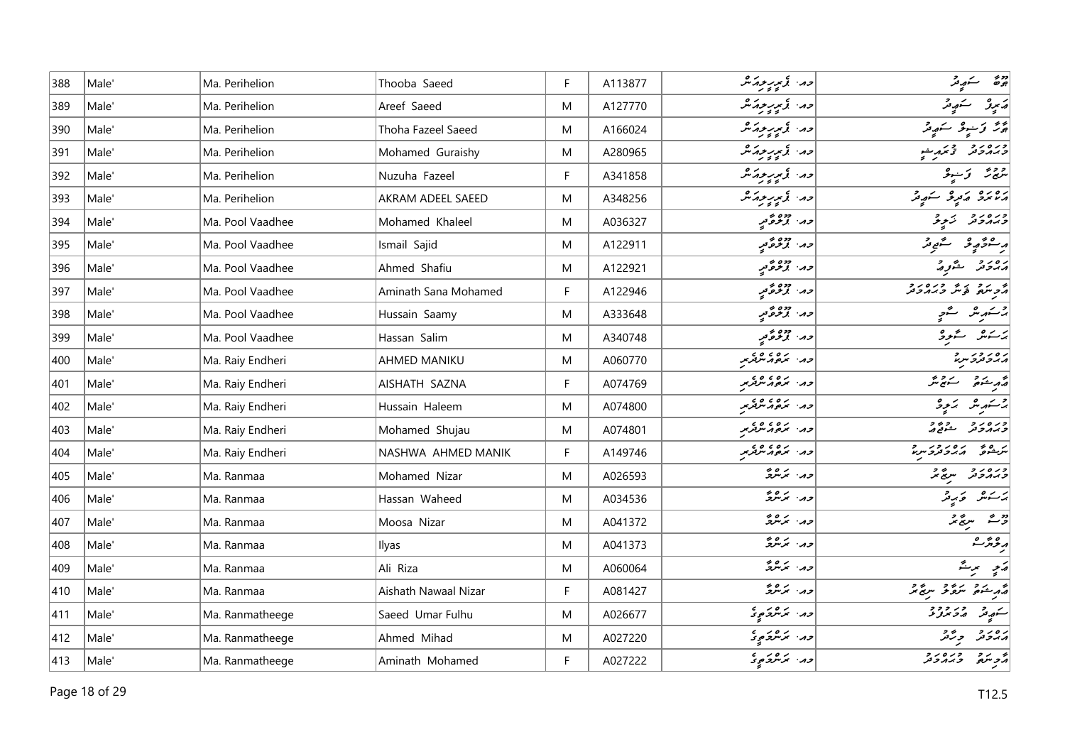| 388 | Male' | Ma. Perihelion | Thooba Saeed | F | A113877 | މއ. ޕެރިހީލިއަން | ތޫބާ ސައީދު |
|---|---|---|---|---|---|---|---|
| 389 | Male' | Ma. Perihelion | Areef Saeed | M | A127770 | މއ. ޕެރިހީލިއަން | އަރީފް ސައީދު |
| 390 | Male' | Ma. Perihelion | Thoha Fazeel Saeed | M | A166024 | މއ. ޕެރިހީލިއަން | ތާހާ ފަޒީލް ސައީދު |
| 391 | Male' | Ma. Perihelion | Mohamed Guraishy | M | A280965 | މއ. ޕެރިހީލިއަން | މުޙައްމަދު ގުރައިޝީ |
| 392 | Male' | Ma. Perihelion | Nuzuha Fazeel | F | A341858 | މއ. ޕެރިހީލިއަން | ނުޒުހާ ފަޒީލް |
| 393 | Male' | Ma. Perihelion | AKRAM ADEEL SAEED | M | A348256 | މއ. ޕެރިހީލިއަން | އަކްރަމް އަދީލް ސައީދު |
| 394 | Male' | Ma. Pool Vaadhee | Mohamed Khaleel | M | A036327 | މއ. ޕޫލްވާދީ | މުޙައްމަދު ޚަލީލް |
| 395 | Male' | Ma. Pool Vaadhee | Ismail Sajid | M | A122911 | މއ. ޕޫލްވާދީ | އިސްމާޢީލް ސާޖިދު |
| 396 | Male' | Ma. Pool Vaadhee | Ahmed Shafiu | M | A122921 | މއ. ޕޫލްވާދީ | އަޙްމަދު ޝާފިޢު |
| 397 | Male' | Ma. Pool Vaadhee | Aminath Sana Mohamed | F | A122946 | މއ. ޕޫލްވާދީ | އާމިނަތު ސަނާ މުޙައްމަދު |
| 398 | Male' | Ma. Pool Vaadhee | Hussain Saamy | M | A333648 | މއ. ޕޫލްވާދީ | ޙުސައިން ސާމީ |
| 399 | Male' | Ma. Pool Vaadhee | Hassan Salim | M | A340748 | މއ. ޕޫލްވާދީ | ޙަސަން ސާލިމް |
| 400 | Male' | Ma. Raiy Endheri | AHMED MANIKU | M | A060770 | މއ. ރައްއެނދެރި | އަޙްމަދުމަނިކު |
| 401 | Male' | Ma. Raiy Endheri | AISHATH SAZNA | F | A074769 | މއ. ރައްއެނދެރި | އައިޝަތު ސަޒްނާ |
| 402 | Male' | Ma. Raiy Endheri | Hussain Haleem | M | A074800 | މއ. ރައްއެނދެރި | ޙުސައިން ޙަލީމް |
| 403 | Male' | Ma. Raiy Endheri | Mohamed Shujau | M | A074801 | މއ. ރައްއެނދެރި | މުޙައްމަދު ޝުޖާޢު |
| 404 | Male' | Ma. Raiy Endheri | NASHWA AHMED MANIK | F | A149746 | މއ. ރައްއެނދެރި | ނަޝްވާ އަޙްމަދުމަނިކު |
| 405 | Male' | Ma. Ranmaa | Mohamed Nizar | M | A026593 | މއ. ރަންމާ | މުޙައްމަދު ނިޒާރު |
| 406 | Male' | Ma. Ranmaa | Hassan Waheed | M | A034536 | މއ. ރަންމާ | ޙަސަން ވަޙީދު |
| 407 | Male' | Ma. Ranmaa | Moosa Nizar | M | A041372 | މއ. ރަންމާ | މޫސާ ނިޒާރު |
| 408 | Male' | Ma. Ranmaa | Ilyas | M | A041373 | މއ. ރަންމާ | އިލްޔާސް |
| 409 | Male' | Ma. Ranmaa | Ali Riza | M | A060064 | މއ. ރަންމާ | އަލީ ރިޟާ |
| 410 | Male' | Ma. Ranmaa | Aishath Nawaal Nizar | F | A081427 | މއ. ރަންމާ | އައިޝަތު ނަވާލް ނިޒާރު |
| 411 | Male' | Ma. Ranmatheege | Saeed Umar Fulhu | M | A026677 | މއ. ރަންމަތީގެ | ސައީދު އުމަރުފުޅު |
| 412 | Male' | Ma. Ranmatheege | Ahmed Mihad | M | A027220 | މއ. ރަންމަތީގެ | އަޙްމަދު މިހާދު |
| 413 | Male' | Ma. Ranmatheege | Aminath Mohamed | F | A027222 | މއ. ރަންމަތީގެ | އާމިނަތު މުޙައްމަދު |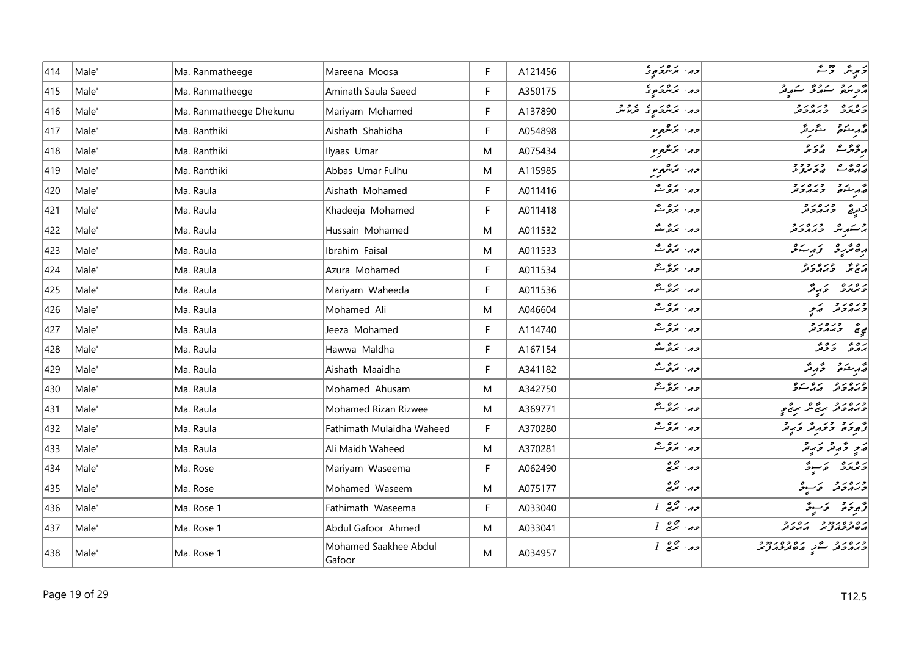| 414 | Male' | Ma. Ranmatheege | Mareena Moosa | F | A121456 | މއ. ރަންމަތީގެ | މަރީނާ މޫސާ |
|---|---|---|---|---|---|---|---|
| 415 | Male' | Ma. Ranmatheege | Aminath Saula Saeed | F | A350175 | މއ. ރަންމަތީގެ | އާމިނަތު ސައުލާ ސަޢީދު |
| 416 | Male' | Ma. Ranmatheege Dhekunu | Mariyam Mohamed | F | A137890 | މއ. ރަންމަތީގެ ދެކުނު | މަރިޔަމް މުހައްމަދު |
| 417 | Male' | Ma. Ranthiki | Aishath Shahidha | F | A054898 | މއ. ރަންތިކި | އައިޝަތު ޝާހިދާ |
| 418 | Male' | Ma. Ranthiki | Ilyaas Umar | M | A075434 | މއ. ރަންތިކި | އިލްޔާސް އުމަރު |
| 419 | Male' | Ma. Ranthiki | Abbas Umar Fulhu | M | A115985 | މއ. ރަންތިކި | އައްބާސް އުމަރުފުޅު |
| 420 | Male' | Ma. Raula | Aishath Mohamed | F | A011416 | މއ. ރައުލާ | އައިޝަތު މުހައްމަދު |
| 421 | Male' | Ma. Raula | Khadeeja Mohamed | F | A011418 | މއ. ރައުލާ | ޚަދީޖާ މުހައްމަދު |
| 422 | Male' | Ma. Raula | Hussain Mohamed | M | A011532 | މއ. ރައުލާ | ހުސައިން މުހައްމަދު |
| 423 | Male' | Ma. Raula | Ibrahim Faisal | M | A011533 | މއ. ރައުލާ | އިބްރާހީމް ފައިސަލް |
| 424 | Male' | Ma. Raula | Azura Mohamed | F | A011534 | މއ. ރައުލާ | އަޒުރާ މުހައްމަދު |
| 425 | Male' | Ma. Raula | Mariyam Waheeda | F | A011536 | މއ. ރައުލާ | މަރިޔަމް ވަހީދާ |
| 426 | Male' | Ma. Raula | Mohamed Ali | M | A046604 | މއ. ރައުލާ | މުހައްމަދު ޢަލީ |
| 427 | Male' | Ma. Raula | Jeeza Mohamed | F | A114740 | މއ. ރައުލާ | ޖީޒާ މުހައްމަދު |
| 428 | Male' | Ma. Raula | Hawwa Maldha | F | A167154 | މއ. ރައުލާ | ހައްވާ މަލްދާ |
| 429 | Male' | Ma. Raula | Aishath Maaidha | F | A341182 | މއ. ރައުލާ | އައިޝަތު މާއިދާ |
| 430 | Male' | Ma. Raula | Mohamed Ahusam | M | A342750 | މއ. ރައުލާ | މުހައްމަދު އަހުސަމް |
| 431 | Male' | Ma. Raula | Mohamed Rizan Rizwee | M | A369771 | މއ. ރައުލާ | މުހައްމަދު ރިޒާން ރިޟްވީ |
| 432 | Male' | Ma. Raula | Fathimath Mulaidha Waheed | F | A370280 | މއ. ރައުލާ | ފާތިމަތު މުލައިދާ ވަހީދު |
| 433 | Male' | Ma. Raula | Ali Maidh Waheed | M | A370281 | މއ. ރައުލާ | އަލި މާއިދު ވަހީދު |
| 434 | Male' | Ma. Rose | Mariyam Waseema | F | A062490 | މއ. ރޯޒް | މަރިޔަމް ވަސީމާ |
| 435 | Male' | Ma. Rose | Mohamed Waseem | M | A075177 | މއ. ރޯޒް | މުހައްމަދު ވަސީމް |
| 436 | Male' | Ma. Rose 1 | Fathimath Waseema | F | A033040 | މއ. ރޯޒް 1 | ފާތިމަތު ވަސީމާ |
| 437 | Male' | Ma. Rose 1 | Abdul Gafoor Ahmed | M | A033041 | މއ. ރޯޒް 1 | އަބްދުލްޣަފޫރު އަހުމަދު |
| 438 | Male' | Ma. Rose 1 | Mohamed Saakhee Abdul Gafoor | M | A034957 | މއ. ރޯޒް 1 | މުހައްމަދު ސާޚީ އަބްދުލްޣަފޫރު |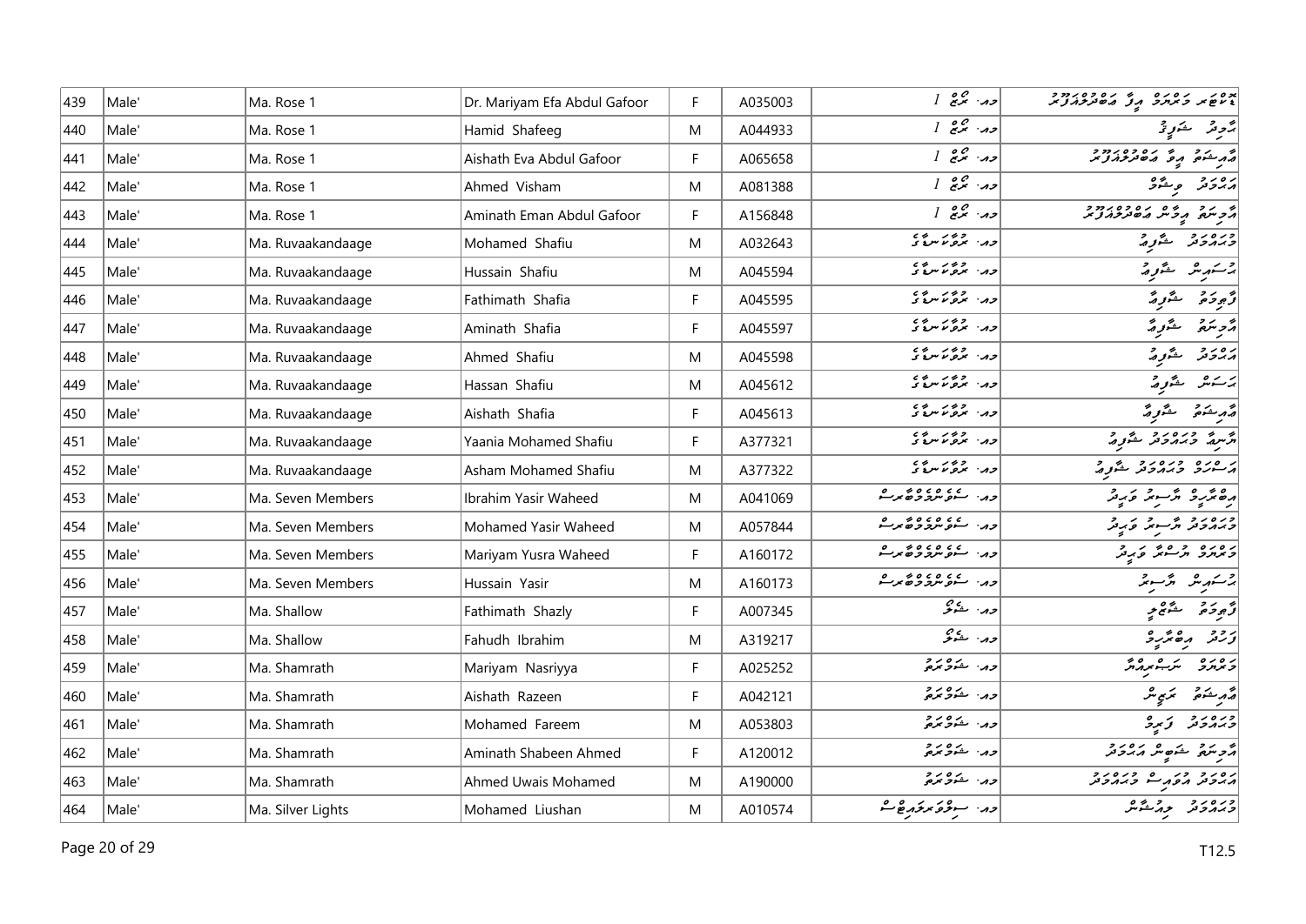| 439 | Male' | Ma. Rose 1 | Dr. Mariyam Efa Abdul Gafoor | F | A035003 | މއ. ރޯޒް 1 | ޑޮކްޓަރ މަރްޔަމް އީފާ އަބްދުލްޣަފޫރު |
|---|---|---|---|---|---|---|---|
| 440 | Male' | Ma. Rose 1 | Hamid Shafeeg | M | A044933 | މއ. ރޯޒް 1 | ހާމިދު ޝަފީގު |
| 441 | Male' | Ma. Rose 1 | Aishath Eva Abdul Gafoor | F | A065658 | މއ. ރޯޒް 1 | އައިޝަތު އީވާ އަބްދުލްޣަފޫރު |
| 442 | Male' | Ma. Rose 1 | Ahmed Visham | M | A081388 | މއ. ރޯޒް 1 | އަޙްމަދު ވިޝާމް |
| 443 | Male' | Ma. Rose 1 | Aminath Eman Abdul Gafoor | F | A156848 | މއ. ރޯޒް 1 | އާމިނަތު އީމާން އަބްދުލްޣަފޫރު |
| 444 | Male' | Ma. Ruvaakandaage | Mohamed Shafiu | M | A032643 | މއ. ރުވާކަނޑާގެ | މުޙައްމަދު ޝާފިއު |
| 445 | Male' | Ma. Ruvaakandaage | Hussain Shafiu | M | A045594 | މއ. ރުވާކަނޑާގެ | ޙުސައިން ޝާފިއު |
| 446 | Male' | Ma. Ruvaakandaage | Fathimath Shafia | F | A045595 | މއ. ރުވާކަނޑާގެ | ފާތިމަތު ޝާފިޢާ |
| 447 | Male' | Ma. Ruvaakandaage | Aminath Shafia | F | A045597 | މއ. ރުވާކަނޑާގެ | އާމިނަތު ޝާފިޢާ |
| 448 | Male' | Ma. Ruvaakandaage | Ahmed Shafiu | M | A045598 | މއ. ރުވާކަނޑާގެ | އަޙްމަދު ޝާފިއު |
| 449 | Male' | Ma. Ruvaakandaage | Hassan Shafiu | M | A045612 | މއ. ރުވާކަނޑާގެ | ޙަސަން ޝާފިއު |
| 450 | Male' | Ma. Ruvaakandaage | Aishath Shafia | F | A045613 | މއ. ރުވާކަނޑާގެ | އައިޝަތު ޝާފިޢާ |
| 451 | Male' | Ma. Ruvaakandaage | Yaania Mohamed Shafiu | F | A377321 | މއ. ރުވާކަނޑާގެ | ޔާނިޔާ މުޙައްމަދު ޝާފިއު |
| 452 | Male' | Ma. Ruvaakandaage | Asham Mohamed Shafiu | M | A377322 | މއ. ރުވާކަނޑާގެ | އަޝްހަމް މުޙައްމަދު ޝާފިއު |
| 453 | Male' | Ma. Seven Members | Ibrahim Yasir Waheed | M | A041069 | މއ. ސެވަންމެމްބަރސް | އިބްރާހީމް ޔާސިރު ވަޙީދު |
| 454 | Male' | Ma. Seven Members | Mohamed Yasir Waheed | M | A057844 | މއ. ސެވަންމެމްބަރސް | މުޙައްމަދު ޔާސިރު ވަޙީދު |
| 455 | Male' | Ma. Seven Members | Mariyam Yusra Waheed | F | A160172 | މއ. ސެވަންމެމްބަރސް | މަރްޔަމް ޔުސްރާ ވަޙީދު |
| 456 | Male' | Ma. Seven Members | Hussain Yasir | M | A160173 | މއ. ސެވަންމެމްބަރސް | ޙުސައިން ޔާސިރު |
| 457 | Male' | Ma. Shallow | Fathimath Shazly | F | A007345 | މއ. ޝެލޯ | ފާތިމަތު ޝާޒްލީ |
| 458 | Male' | Ma. Shallow | Fahudh Ibrahim | M | A319217 | މއ. ޝެލޯ | ފަހުދު އިބްރާހީމް |
| 459 | Male' | Ma. Shamrath | Mariyam Nasriyya | F | A025252 | މއ. ޝަމްރަތު | މަރްޔަމް ނަސްރިއްޔާ |
| 460 | Male' | Ma. Shamrath | Aishath Razeen | F | A042121 | މއ. ޝަމްރަތު | އައިޝަތު ރަޒީން |
| 461 | Male' | Ma. Shamrath | Mohamed Fareem | M | A053803 | މއ. ޝަމްރަތު | މުޙައްމަދު ފަރީމް |
| 462 | Male' | Ma. Shamrath | Aminath Shabeen Ahmed | F | A120012 | މއ. ޝަމްރަތު | އާމިނަތު ޝަބީން އަޙްމަދު |
| 463 | Male' | Ma. Shamrath | Ahmed Uwais Mohamed | M | A190000 | މއ. ޝަމްރަތު | އަޙްމަދު އުވައިސް މުޙައްމަދު |
| 464 | Male' | Ma. Silver Lights | Mohamed Liushan | M | A010574 | މއ. ސިލްވަރލައިޓްސް | މުޙައްމަދު ލިއުޝާން |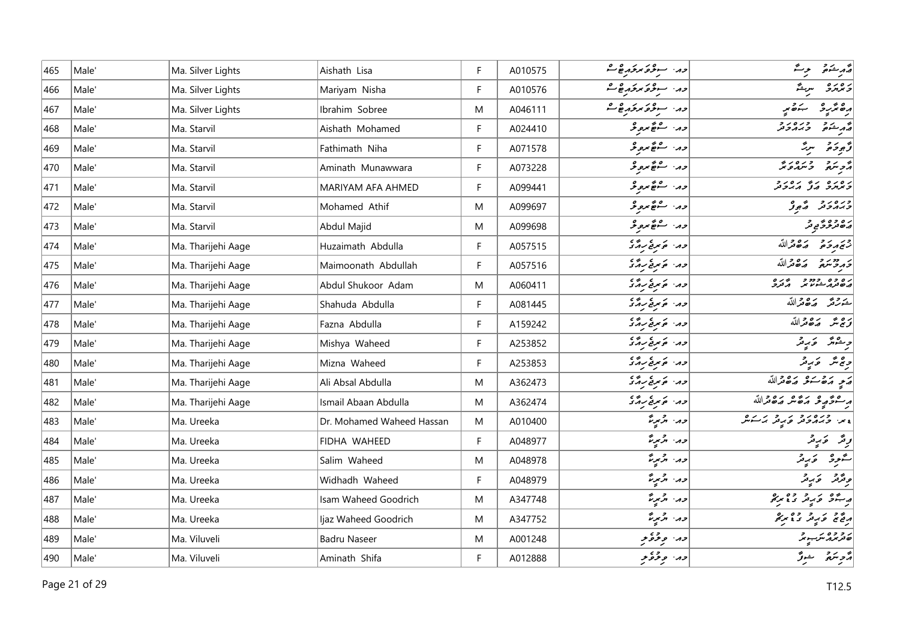| 465 | Male' | Ma. Silver Lights | Aishath Lisa | F | A010575 | މަ. ސިލްވަރލައިޓްސް | އާއިޝަތު ލީސާ |
|---|---|---|---|---|---|---|---|
| 466 | Male' | Ma. Silver Lights | Mariyam Nisha | F | A010576 | މަ. ސިލްވަރލައިޓްސް | މަރްޔަމް ނިޝާ |
| 467 | Male' | Ma. Silver Lights | Ibrahim Sobree | M | A046111 | މަ. ސިލްވަރލައިޓްސް | އިބްރާހީމް ޞަބްރީ |
| 468 | Male' | Ma. Starvil | Aishath Mohamed | F | A024410 | މަ. ސްޓާރވިލް | އާއިޝަތު މުޙައްމަދު |
| 469 | Male' | Ma. Starvil | Fathimath Niha | F | A071578 | މަ. ސްޓާރވިލް | ފާތިމަތު ނިހާ |
| 470 | Male' | Ma. Starvil | Aminath Munawwara | F | A073228 | މަ. ސްޓާރވިލް | އާމިނަތު މުނައްވަރާ |
| 471 | Male' | Ma. Starvil | MARIYAM AFA AHMED | F | A099441 | މަ. ސްޓާރވިލް | މަރްޔަމް އަފާ އަޙްމަދު |
| 472 | Male' | Ma. Starvil | Mohamed Athif | M | A099697 | މަ. ސްޓާރވިލް | މުޙައްމަދު އާތިފް |
| 473 | Male' | Ma. Starvil | Abdul Majid | M | A099698 | މަ. ސްޓާރވިލް | އަބްދުލްމާޖިދު |
| 474 | Male' | Ma. Tharijehi Aage | Huzaimath Abdulla | F | A057515 | މަ. ތަރިޖެހިއާގެ | ހުޒައިމަތު އަބްދުﷲ |
| 475 | Male' | Ma. Tharijehi Aage | Maimoonath Abdullah | F | A057516 | މަ. ތަރިޖެހިއާގެ | މައިމޫނަތު އަބްދުﷲ |
| 476 | Male' | Ma. Tharijehi Aage | Abdul Shukoor Adam | M | A060411 | މަ. ތަރިޖެހިއާގެ | އަބްދުލްޝުކޫރު އާދަމް |
| 477 | Male' | Ma. Tharijehi Aage | Shahuda Abdulla | F | A081445 | މަ. ތަރިޖެހިއާގެ | ޝަހުދާ އަބްދުﷲ |
| 478 | Male' | Ma. Tharijehi Aage | Fazna Abdulla | F | A159242 | މަ. ތަރިޖެހިއާގެ | ފަޒްނާ އަބްދުﷲ |
| 479 | Male' | Ma. Tharijehi Aage | Mishya Waheed | F | A253852 | މަ. ތަރިޖެހިއާގެ | މިޝްޔާ ވަޙީދު |
| 480 | Male' | Ma. Tharijehi Aage | Mizna Waheed | F | A253853 | މަ. ތަރިޖެހިއާގެ | މިޒްނާ ވަޙީދު |
| 481 | Male' | Ma. Tharijehi Aage | Ali Absal Abdulla | M | A362473 | މަ. ތަރިޖެހިއާގެ | އަލި އަބްސަލް އަބްދުﷲ |
| 482 | Male' | Ma. Tharijehi Aage | Ismail Abaan Abdulla | M | A362474 | މަ. ތަރިޖެހިއާގެ | އިސްމާއީލް އަބާން އަބްދުﷲ |
| 483 | Male' | Ma. Ureeka | Dr. Mohamed Waheed Hassan | M | A010400 | މަ. އުރީކާ | ޑރ. މުޙައްމަދު ވަޙީދު ޙަސަން |
| 484 | Male' | Ma. Ureeka | FIDHA WAHEED | F | A048977 | މަ. އުރީކާ | ފިދާ ވަޙީދު |
| 485 | Male' | Ma. Ureeka | Salim Waheed | M | A048978 | މަ. އުރީކާ | ސާލިމް ވަޙީދު |
| 486 | Male' | Ma. Ureeka | Widhadh Waheed | F | A048979 | މަ. އުރީކާ | ވިދާދު ވަޙީދު |
| 487 | Male' | Ma. Ureeka | Isam Waheed Goodrich | M | A347748 | މަ. އުރީކާ | އިސާމް ވަޙީދު ގުޑްރިޗް |
| 488 | Male' | Ma. Ureeka | Ijaz Waheed Goodrich | M | A347752 | މަ. އުރީކާ | އިޖާޒް ވަޙީދު ގުޑްރިޗް |
| 489 | Male' | Ma. Viluveli | Badru Naseer | M | A001248 | މަ. ވިލުވެލި | ބަދުރުނަސީރު |
| 490 | Male' | Ma. Viluveli | Aminath Shifa | F | A012888 | މަ. ވިލުވެލި | އާމިނަތު ޝިފާ |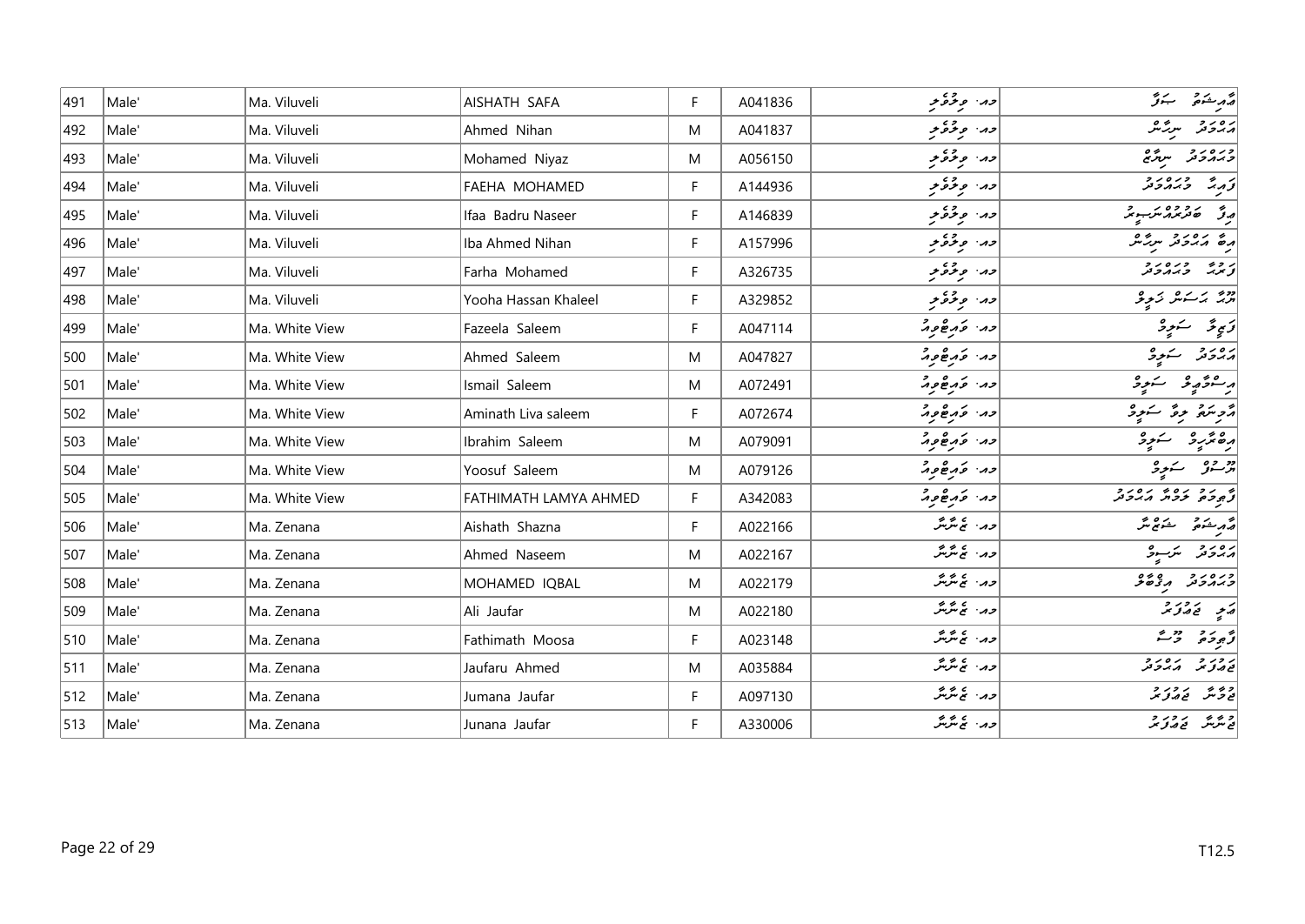| 491 | Male' | Ma. Viluveli | AISHATH SAFA | F | A041836 | މއ. ވިލުވެލި | އާއިށަތު ސަފާ |
|---|---|---|---|---|---|---|---|
| 492 | Male' | Ma. Viluveli | Ahmed Nihan | M | A041837 | މއ. ވިލުވެލި | އަޙުމަދު ނިހާން |
| 493 | Male' | Ma. Viluveli | Mohamed Niyaz | M | A056150 | މއ. ވިލުވެލި | މުޙައްމަދު ނިޔާޒް |
| 494 | Male' | Ma. Viluveli | FAEHA MOHAMED | F | A144936 | މއ. ވިލުވެލި | ފާއިހާ މުޙައްމަދު |
| 495 | Male' | Ma. Viluveli | Ifaa Badru Naseer | F | A146839 | މއ. ވިލުވެލި | އިފާ ބަދުރުއްނަސީރު |
| 496 | Male' | Ma. Viluveli | Iba Ahmed Nihan | F | A157996 | މއ. ވިލުވެލި | އިބާ އަޙްމަދު ނިހާން |
| 497 | Male' | Ma. Viluveli | Farha Mohamed | F | A326735 | މއ. ވިލުވެލި | ފަރުހާ މުޙައްމަދު |
| 498 | Male' | Ma. Viluveli | Yooha Hassan Khaleel | F | A329852 | މއ. ވިލުވެލި | ޔޫހާ ހަސަން ޚަލީލް |
| 499 | Male' | Ma. White View | Fazeela Saleem | F | A047114 | މއ. ވައިޓްވިއު | ފަޟީލާ ސަލީމް |
| 500 | Male' | Ma. White View | Ahmed Saleem | M | A047827 | މއ. ވައިޓްވިއު | އަޙްމަދު ސަލީމް |
| 501 | Male' | Ma. White View | Ismail Saleem | M | A072491 | މއ. ވައިޓްވިއު | އިސްމާޢީލް ސަލީމް |
| 502 | Male' | Ma. White View | Aminath Liva saleem | F | A072674 | މއ. ވައިޓްވިއު | އާމިނަތު ލިވާ ސަލީމް |
| 503 | Male' | Ma. White View | Ibrahim Saleem | M | A079091 | މއ. ވައިޓްވިއު | އިބްރާހިމް ސަލީމް |
| 504 | Male' | Ma. White View | Yoosuf Saleem | M | A079126 | މއ. ވައިޓްވިއު | ޔޫސުފް ސަލީމް |
| 505 | Male' | Ma. White View | FATHIMATH LAMYA AHMED | F | A342083 | މއ. ވައިޓްވިއު | ފާތިމަތު ލަމްޔާ އަޙްމަދު |
| 506 | Male' | Ma. Zenana | Aishath Shazna | F | A022166 | މއ. ޒެނާނާ | އާއިޝަތު ޝަޒްނާ |
| 507 | Male' | Ma. Zenana | Ahmed Naseem | M | A022167 | މއ. ޒެނާނާ | އަޙްމަދު ނަސީމް |
| 508 | Male' | Ma. Zenana | MOHAMED IQBAL | M | A022179 | މއ. ޒެނާނާ | މުޙައްމަދު އިޤްބާލް |
| 509 | Male' | Ma. Zenana | Ali Jaufar | M | A022180 | މއ. ޒެނާނާ | އަލި ޖައުފަރު |
| 510 | Male' | Ma. Zenana | Fathimath Moosa | F | A023148 | މއ. ޒެނާނާ | ފާތިމަތު މޫސާ |
| 511 | Male' | Ma. Zenana | Jaufaru Ahmed | M | A035884 | މއ. ޒެނާނާ | ޖައުފަރު އަޙްމަދު |
| 512 | Male' | Ma. Zenana | Jumana Jaufar | F | A097130 | މއ. ޒެނާނާ | ޖުމާނާ ޖައުފަރު |
| 513 | Male' | Ma. Zenana | Junana Jaufar | F | A330006 | މއ. ޒެނާނާ | ޖުނާނާ ޖައުފަރު |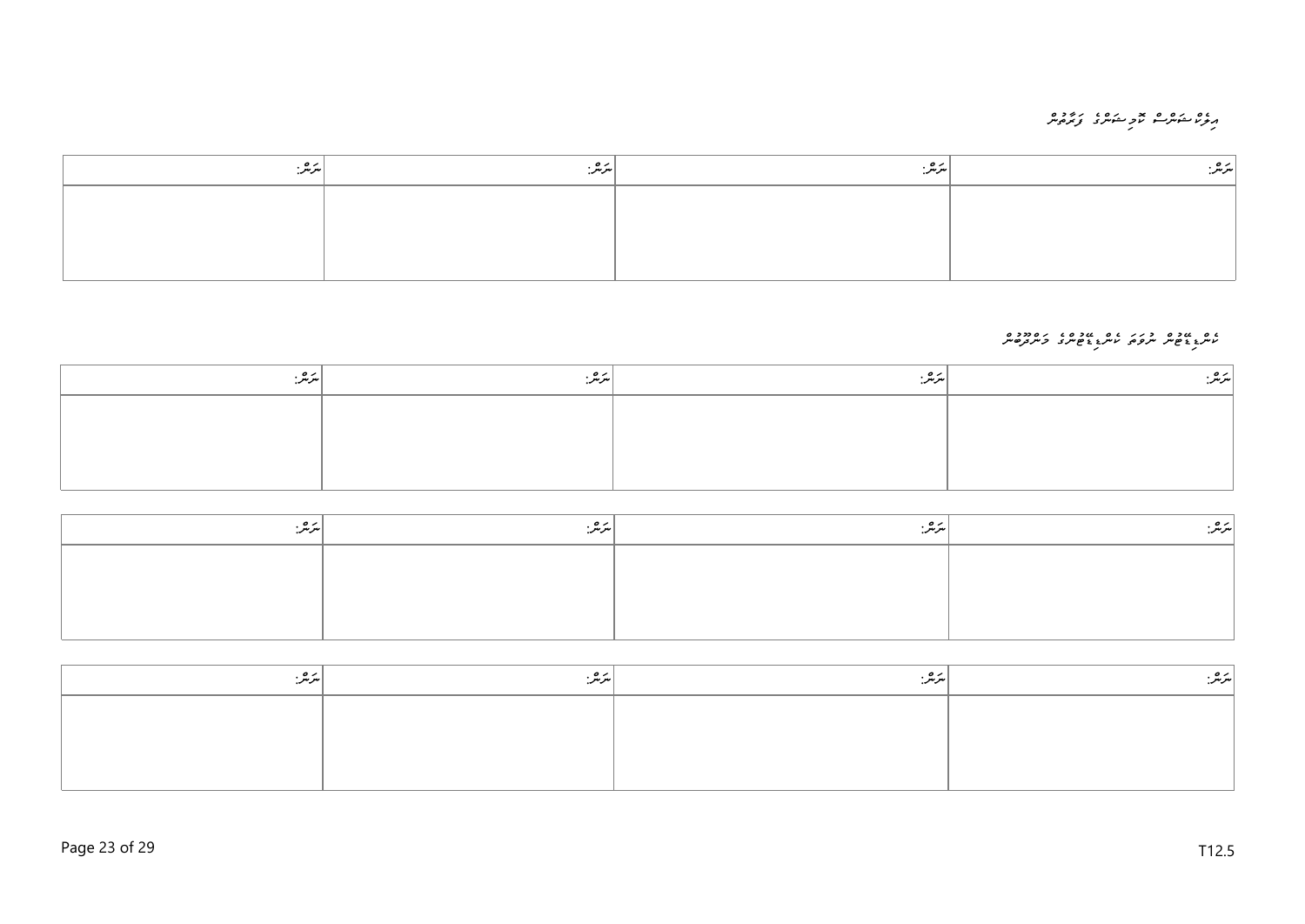ދިވެހިބަސްރާއްޖޭގެ ފުރަތަމަ ބަސްވިދާޅުވުން

| ނަންބަރު: | ނަންބަރު: | ނަންބަރު: | ނަންބަރު: |
| --- | --- | --- | --- |
| | | | |

ކުރީގެ ހުށަހެޅުމާއި އެކުލެވޭ ގޮތް ބަދަލުކުރުމުގެ ހުށަހެޅުން

| ނަންބަރު: | ނަންބަރު: | ނަންބަރު: | ނަންބަރު: |
| --- | --- | --- | --- |
| | | | |

| ނަންބަރު: | ނަންބަރު: | ނަންބަރު: | ނަންބަރު: |
| --- | --- | --- | --- |
| | | | |

| ނަންބަރު: | ނަންބަރު: | ނަންބަރު: | ނަންބަރު: |
| --- | --- | --- | --- |
| | | | |

T12.5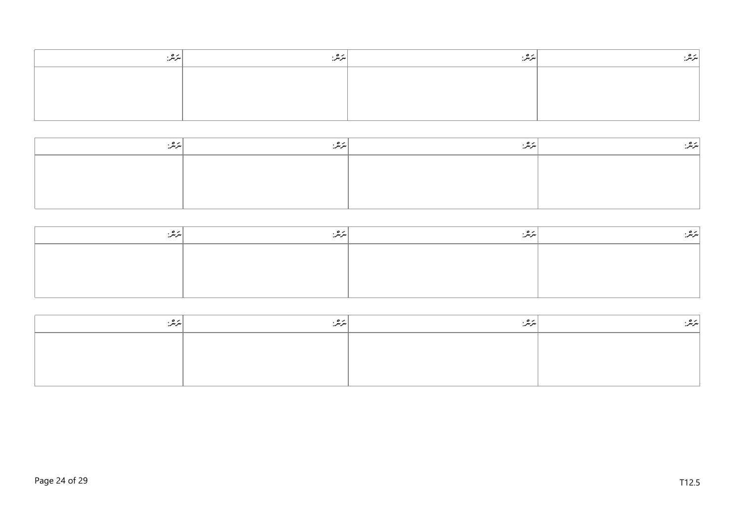| ޖަހާ: | ޖަހާ: | ޖަހާ: | ޖަހާ: |
| --- | --- | --- | --- |
| | | | |

| ޖަހާ: | ޖަހާ: | ޖަހާ: | ޖަހާ: |
| --- | --- | --- | --- |
| | | | |

| ޖަހާ: | ޖަހާ: | ޖަހާ: | ޖަހާ: |
| --- | --- | --- | --- |
| | | | |

| ޖަހާ: | ޖަހާ: | ޖަހާ: | ޖަހާ: |
| --- | --- | --- | --- |
| | | | |

T12.5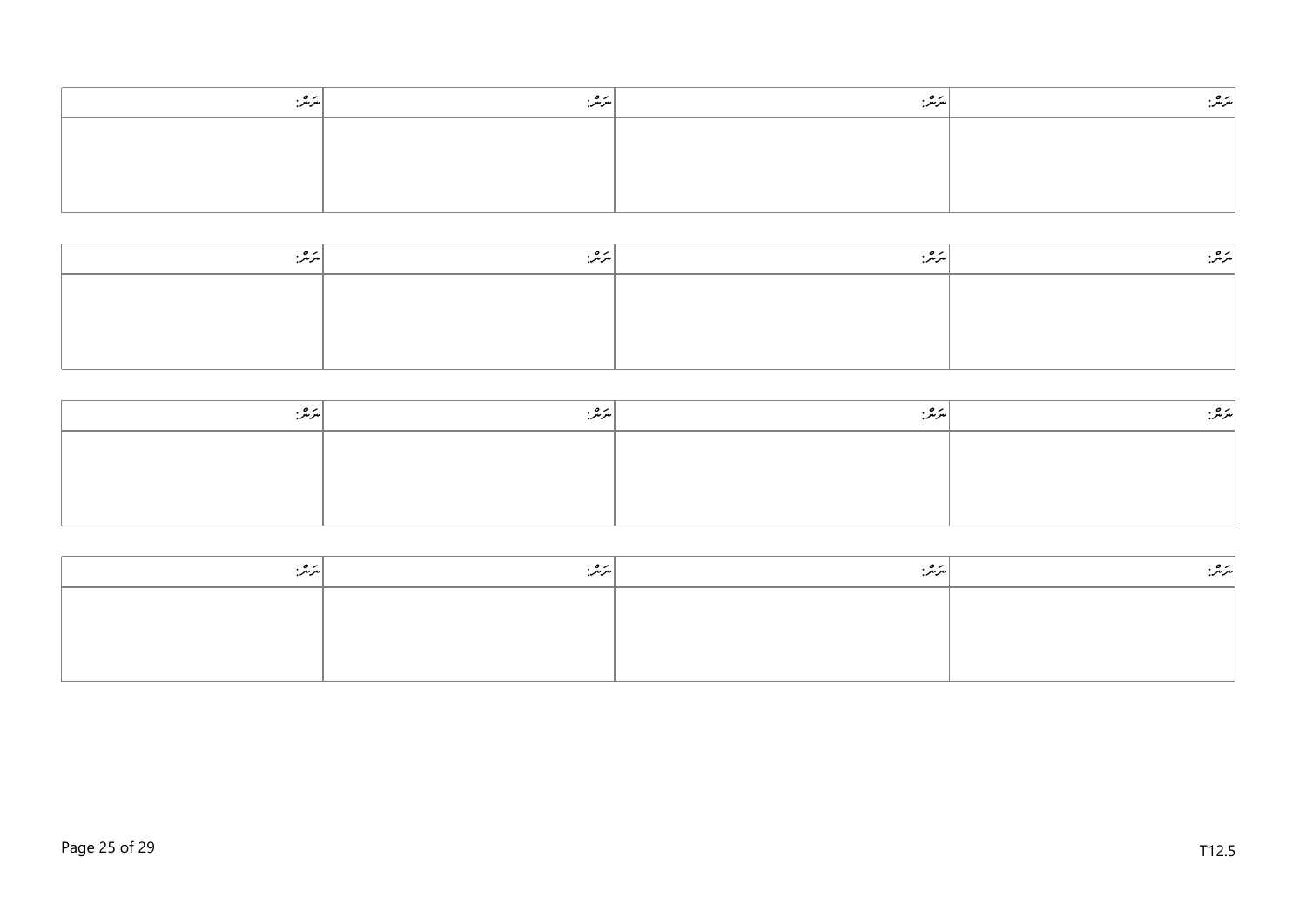| ނަރަތި: | ނަރަތި: | ނަރަތި: | ނަރަތި: |
| --- | --- | --- | --- |
| | | | |

| ނަރަތި: | ނަރަތި: | ނަރަތި: | ނަރަތި: |
| --- | --- | --- | --- |
| | | | |

| ނަރަތި: | ނަރަތި: | ނަރަތި: | ނަރަތި: |
| --- | --- | --- | --- |
| | | | |

| ނަރަތި: | ނަރަތި: | ނަރަތި: | ނަރަތި: |
| --- | --- | --- | --- |
| | | | |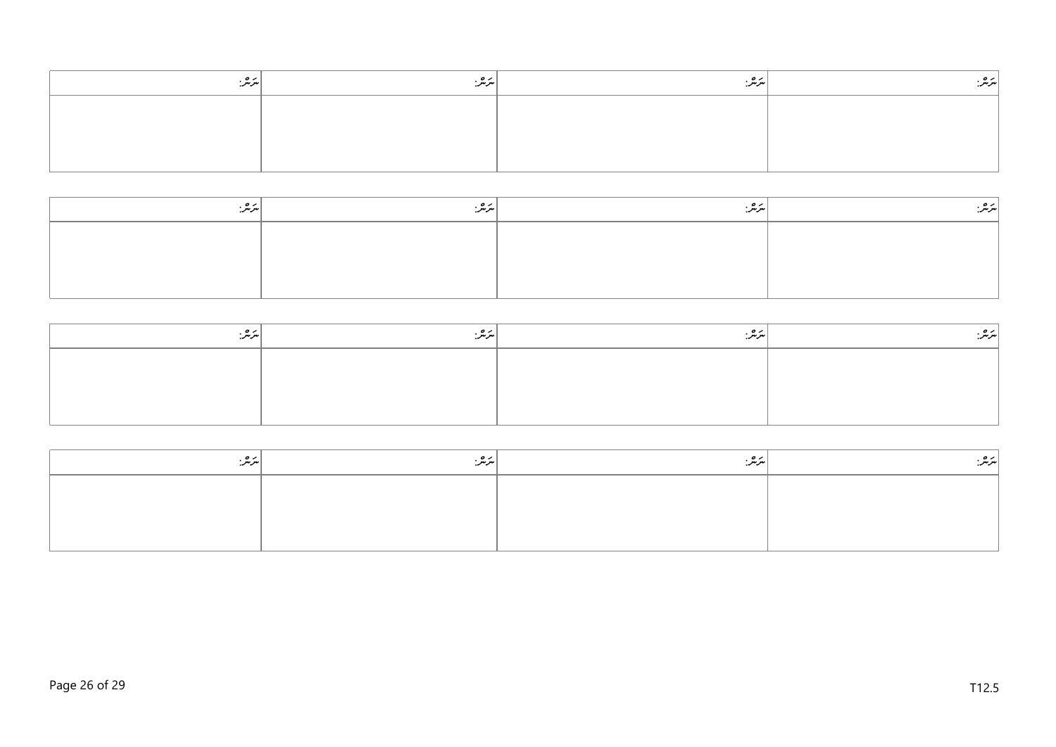| ޏަރު: | ޏަރު: | ޏަރު: | ޏަރު: |
| --- | --- | --- | --- |
| | | | |

| ޏަރު: | ޏަރު: | ޏަރު: | ޏަރު: |
| --- | --- | --- | --- |
| | | | |

| ޏަރު: | ޏަރު: | ޏަރު: | ޏަރު: |
| --- | --- | --- | --- |
| | | | |

| ޏަރު: | ޏަރު: | ޏަރު: | ޏަރު: |
| --- | --- | --- | --- |
| | | | |

T12.5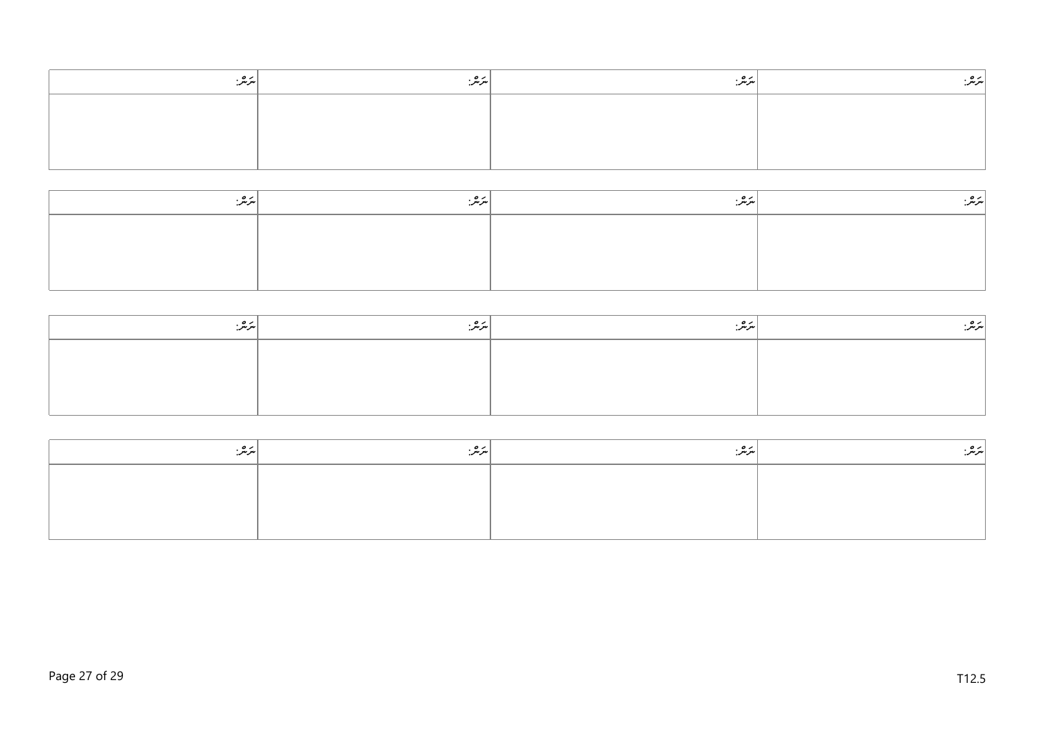| ނަންބަރ: | ނަންބަރ: | ނަންބަރ: | ނަންބަރ: |
|---|---|---|---|
| | | | |

| ނަންބަރ: | ނަންބަރ: | ނަންބަރ: | ނަންބަރ: |
|---|---|---|---|
| | | | |

| ނަންބަރ: | ނަންބަރ: | ނަންބަރ: | ނަންބަރ: |
|---|---|---|---|
| | | | |

| ނަންބަރ: | ނަންބަރ: | ނަންބަރ: | ނަންބަރ: |
|---|---|---|---|
| | | | |

T12.5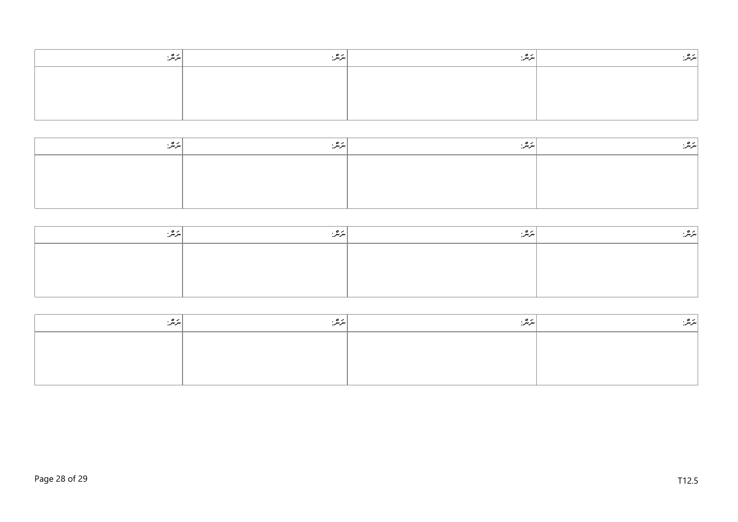| ނަންބަރު: | ނަންބަރު: | ނަންބަރު: | ނަންބަރު: |
| --- | --- | --- | --- |
| | | | |

| ނަންބަރު: | ނަންބަރު: | ނަންބަރު: | ނަންބަރު: |
| --- | --- | --- | --- |
| | | | |

| ނަންބަރު: | ނަންބަރު: | ނަންބަރު: | ނަންބަރު: |
| --- | --- | --- | --- |
| | | | |

| ނަންބަރު: | ނަންބަރު: | ނަންބަރު: | ނަންބަރު: |
| --- | --- | --- | --- |
| | | | |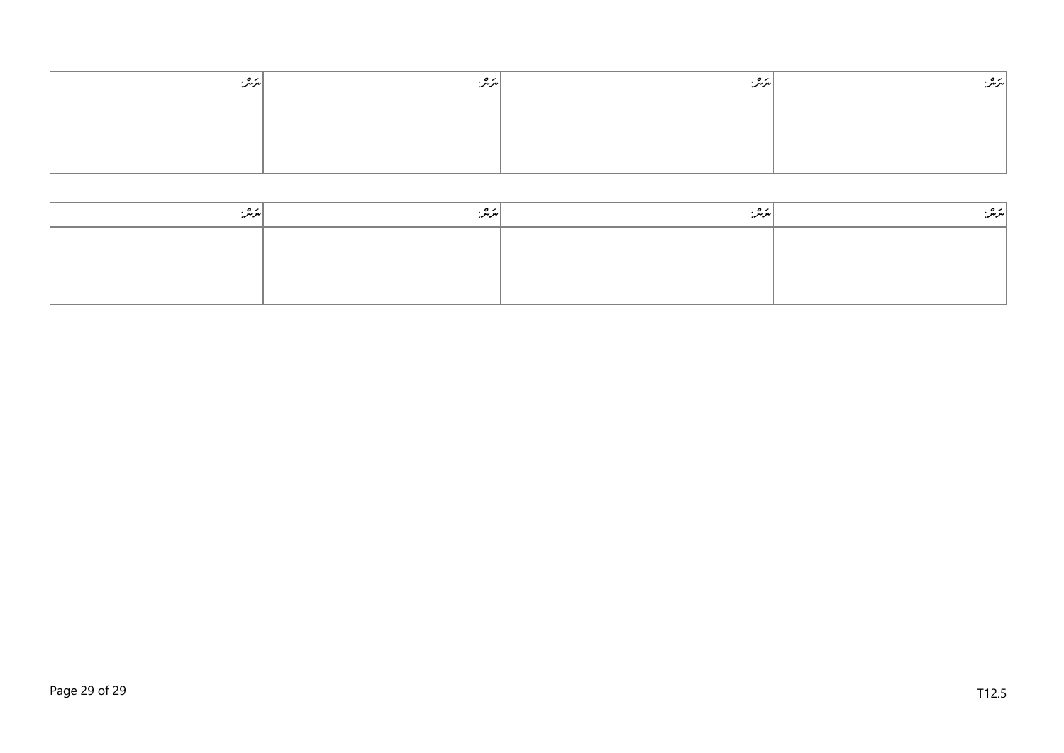| ނަރަނ: | ނަރަނ: | ނަރަނ: | ނަރަނ: |
| --- | --- | --- | --- |
| | | | |

| ނަރަނ: | ނަރަނ: | ނަރަނ: | ނަރަނ: |
| --- | --- | --- | --- |
| | | | |